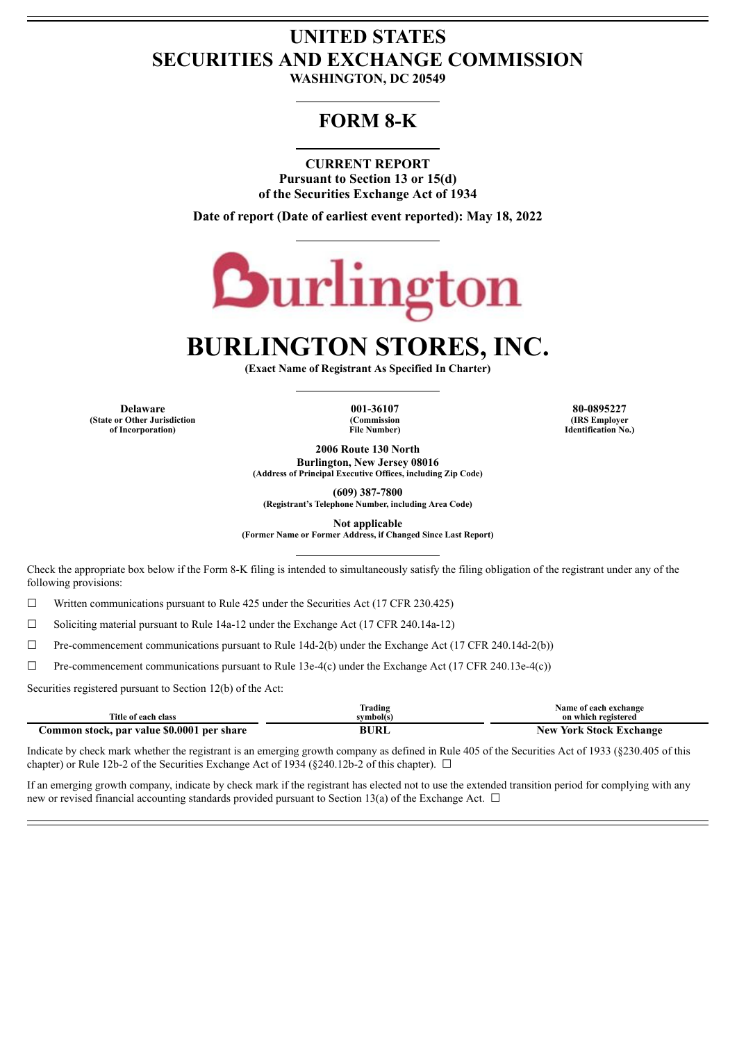# UNITED STATES
# SECURITIES AND EXCHANGE COMMISSION

**WASHINGTON, DC 20549**

## FORM 8-K

**CURRENT REPORT**
**Pursuant to Section 13 or 15(d)**
**of the Securities Exchange Act of 1934**

**Date of report (Date of earliest event reported): May 18, 2022**

# BURLINGTON STORES, INC.

**(Exact Name of Registrant As Specified In Charter)**

| **Delaware** | **001-36107** | **80-0895227** |
|---|---|---|
| **(State or Other Jurisdiction of Incorporation)** | **(Commission File Number)** | **(IRS Employer Identification No.)** |

**2006 Route 130 North**
**Burlington, New Jersey 08016**
**(Address of Principal Executive Offices, including Zip Code)**

**(609) 387-7800**
**(Registrant's Telephone Number, including Area Code)**

**Not applicable**
**(Former Name or Former Address, if Changed Since Last Report)**

Check the appropriate box below if the Form 8-K filing is intended to simultaneously satisfy the filing obligation of the registrant under any of the following provisions:

☐ Written communications pursuant to Rule 425 under the Securities Act (17 CFR 230.425)

☐ Soliciting material pursuant to Rule 14a-12 under the Exchange Act (17 CFR 240.14a-12)

☐ Pre-commencement communications pursuant to Rule 14d-2(b) under the Exchange Act (17 CFR 240.14d-2(b))

☐ Pre-commencement communications pursuant to Rule 13e-4(c) under the Exchange Act (17 CFR 240.13e-4(c))

Securities registered pursuant to Section 12(b) of the Act:

| Title of each class | Trading symbol(s) | Name of each exchange on which registered |
|---|---|---|
| **Common stock, par value $0.0001 per share** | **BURL** | **New York Stock Exchange** |

Indicate by check mark whether the registrant is an emerging growth company as defined in Rule 405 of the Securities Act of 1933 (§230.405 of this chapter) or Rule 12b-2 of the Securities Exchange Act of 1934 (§240.12b-2 of this chapter). ☐

If an emerging growth company, indicate by check mark if the registrant has elected not to use the extended transition period for complying with any new or revised financial accounting standards provided pursuant to Section 13(a) of the Exchange Act. ☐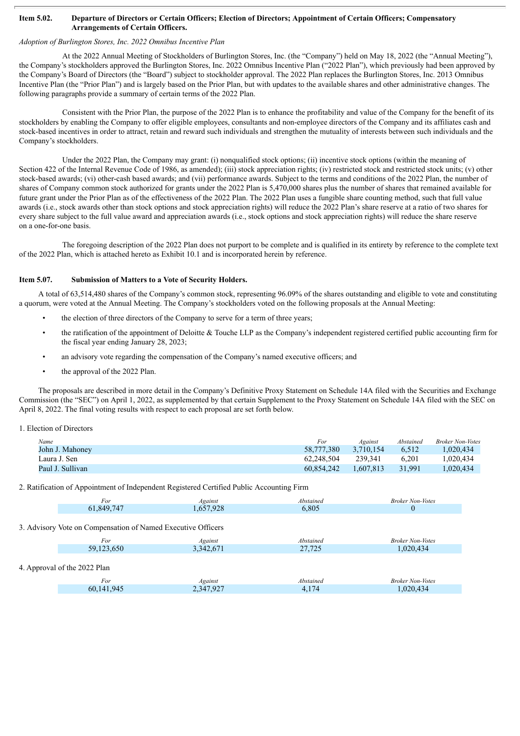### Item 5.02. Departure of Directors or Certain Officers; Election of Directors; Appointment of Certain Officers; Compensatory Arrangements of Certain Officers.

*Adoption of Burlington Stores, Inc. 2022 Omnibus Incentive Plan*

At the 2022 Annual Meeting of Stockholders of Burlington Stores, Inc. (the "Company") held on May 18, 2022 (the "Annual Meeting"), the Company's stockholders approved the Burlington Stores, Inc. 2022 Omnibus Incentive Plan ("2022 Plan"), which previously had been approved by the Company's Board of Directors (the "Board") subject to stockholder approval. The 2022 Plan replaces the Burlington Stores, Inc. 2013 Omnibus Incentive Plan (the "Prior Plan") and is largely based on the Prior Plan, but with updates to the available shares and other administrative changes. The following paragraphs provide a summary of certain terms of the 2022 Plan.

Consistent with the Prior Plan, the purpose of the 2022 Plan is to enhance the profitability and value of the Company for the benefit of its stockholders by enabling the Company to offer eligible employees, consultants and non-employee directors of the Company and its affiliates cash and stock-based incentives in order to attract, retain and reward such individuals and strengthen the mutuality of interests between such individuals and the Company's stockholders.

Under the 2022 Plan, the Company may grant: (i) nonqualified stock options; (ii) incentive stock options (within the meaning of Section 422 of the Internal Revenue Code of 1986, as amended); (iii) stock appreciation rights; (iv) restricted stock and restricted stock units; (v) other stock-based awards; (vi) other-cash based awards; and (vii) performance awards. Subject to the terms and conditions of the 2022 Plan, the number of shares of Company common stock authorized for grants under the 2022 Plan is 5,470,000 shares plus the number of shares that remained available for future grant under the Prior Plan as of the effectiveness of the 2022 Plan. The 2022 Plan uses a fungible share counting method, such that full value awards (i.e., stock awards other than stock options and stock appreciation rights) will reduce the 2022 Plan's share reserve at a ratio of two shares for every share subject to the full value award and appreciation awards (i.e., stock options and stock appreciation rights) will reduce the share reserve on a one-for-one basis.

The foregoing description of the 2022 Plan does not purport to be complete and is qualified in its entirety by reference to the complete text of the 2022 Plan, which is attached hereto as Exhibit 10.1 and is incorporated herein by reference.

### Item 5.07. Submission of Matters to a Vote of Security Holders.

A total of 63,514,480 shares of the Company's common stock, representing 96.09% of the shares outstanding and eligible to vote and constituting a quorum, were voted at the Annual Meeting. The Company's stockholders voted on the following proposals at the Annual Meeting:

- the election of three directors of the Company to serve for a term of three years;
- the ratification of the appointment of Deloitte & Touche LLP as the Company's independent registered certified public accounting firm for the fiscal year ending January 28, 2023;
- an advisory vote regarding the compensation of the Company's named executive officers; and
- the approval of the 2022 Plan.

The proposals are described in more detail in the Company's Definitive Proxy Statement on Schedule 14A filed with the Securities and Exchange Commission (the "SEC") on April 1, 2022, as supplemented by that certain Supplement to the Proxy Statement on Schedule 14A filed with the SEC on April 8, 2022. The final voting results with respect to each proposal are set forth below.

1. Election of Directors

| *Name* | *For* | *Against* | *Abstained* | *Broker Non-Votes* |
|---|---|---|---|---|
| John J. Mahoney | 58,777,380 | 3,710,154 | 6,512 | 1,020,434 |
| Laura J. Sen | 62,248,504 | 239,341 | 6,201 | 1,020,434 |
| Paul J. Sullivan | 60,854,242 | 1,607,813 | 31,991 | 1,020,434 |

2. Ratification of Appointment of Independent Registered Certified Public Accounting Firm

| *For* | *Against* | *Abstained* | *Broker Non-Votes* |
|---|---|---|---|
| 61,849,747 | 1,657,928 | 6,805 | 0 |

3. Advisory Vote on Compensation of Named Executive Officers

| *For* | *Against* | *Abstained* | *Broker Non-Votes* |
|---|---|---|---|
| 59,123,650 | 3,342,671 | 27,725 | 1,020,434 |

4. Approval of the 2022 Plan

| *For* | *Against* | *Abstained* | *Broker Non-Votes* |
|---|---|---|---|
| 60,141,945 | 2,347,927 | 4,174 | 1,020,434 |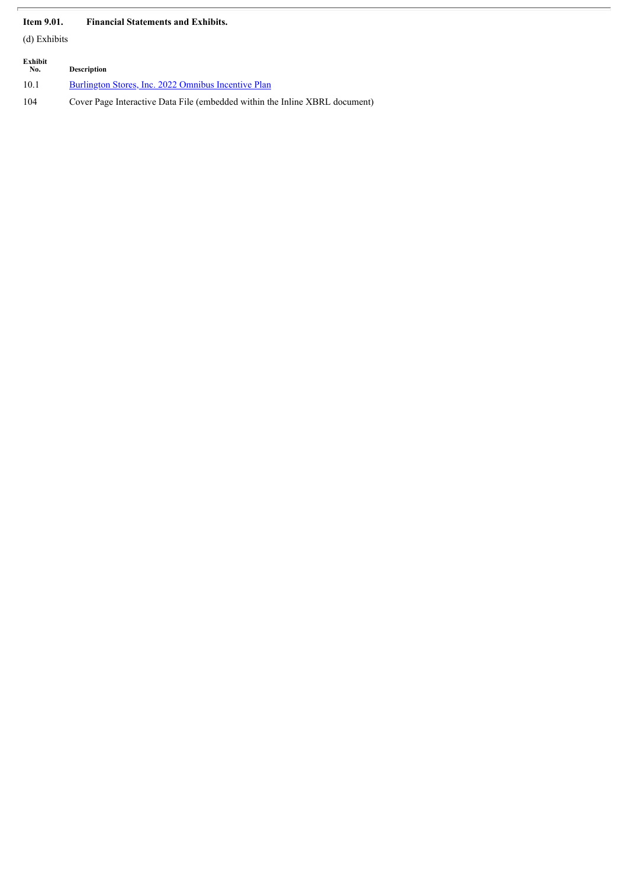**Item 9.01. Financial Statements and Exhibits.**

(d) Exhibits

| Exhibit No. | Description |
|---|---|
| 10.1 | Burlington Stores, Inc. 2022 Omnibus Incentive Plan |
| 104 | Cover Page Interactive Data File (embedded within the Inline XBRL document) |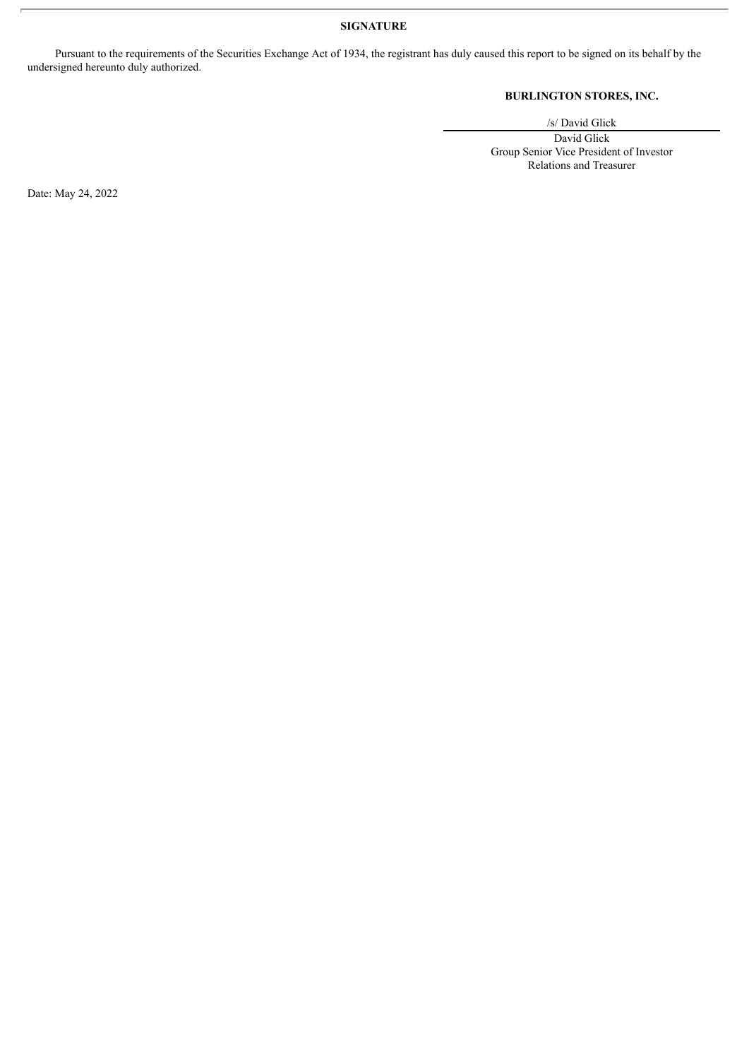# SIGNATURE

Pursuant to the requirements of the Securities Exchange Act of 1934, the registrant has duly caused this report to be signed on its behalf by the undersigned hereunto duly authorized.

**BURLINGTON STORES, INC.**

/s/ David Glick

David Glick
Group Senior Vice President of Investor Relations and Treasurer

Date: May 24, 2022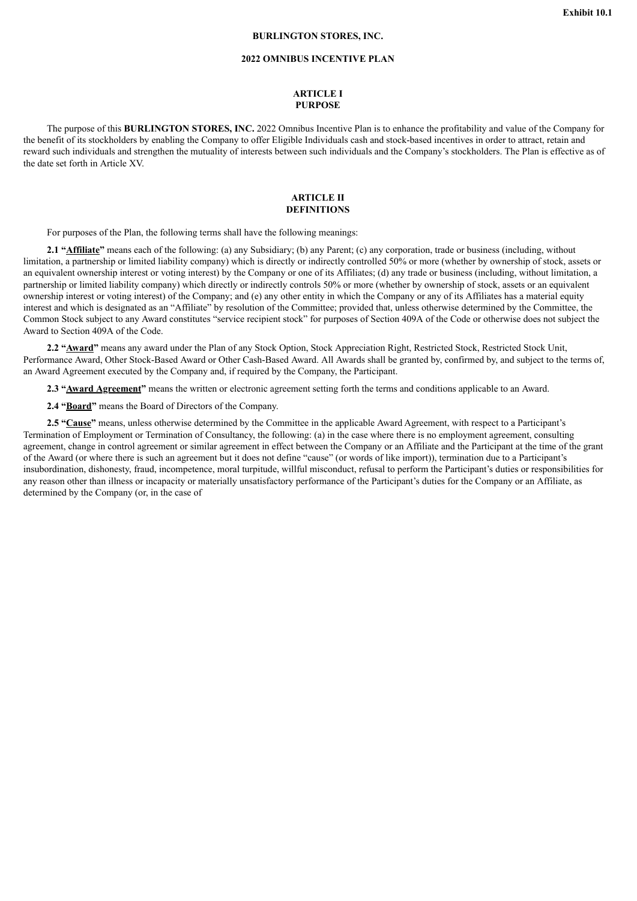**Exhibit 10.1**

**BURLINGTON STORES, INC.**

**2022 OMNIBUS INCENTIVE PLAN**

**ARTICLE I**
**PURPOSE**

The purpose of this **BURLINGTON STORES, INC.** 2022 Omnibus Incentive Plan is to enhance the profitability and value of the Company for the benefit of its stockholders by enabling the Company to offer Eligible Individuals cash and stock-based incentives in order to attract, retain and reward such individuals and strengthen the mutuality of interests between such individuals and the Company's stockholders. The Plan is effective as of the date set forth in Article XV.

**ARTICLE II**
**DEFINITIONS**

For purposes of the Plan, the following terms shall have the following meanings:

**2.1 "Affiliate"** means each of the following: (a) any Subsidiary; (b) any Parent; (c) any corporation, trade or business (including, without limitation, a partnership or limited liability company) which is directly or indirectly controlled 50% or more (whether by ownership of stock, assets or an equivalent ownership interest or voting interest) by the Company or one of its Affiliates; (d) any trade or business (including, without limitation, a partnership or limited liability company) which directly or indirectly controls 50% or more (whether by ownership of stock, assets or an equivalent ownership interest or voting interest) of the Company; and (e) any other entity in which the Company or any of its Affiliates has a material equity interest and which is designated as an "Affiliate" by resolution of the Committee; provided that, unless otherwise determined by the Committee, the Common Stock subject to any Award constitutes "service recipient stock" for purposes of Section 409A of the Code or otherwise does not subject the Award to Section 409A of the Code.

**2.2 "Award"** means any award under the Plan of any Stock Option, Stock Appreciation Right, Restricted Stock, Restricted Stock Unit, Performance Award, Other Stock-Based Award or Other Cash-Based Award. All Awards shall be granted by, confirmed by, and subject to the terms of, an Award Agreement executed by the Company and, if required by the Company, the Participant.

**2.3 "Award Agreement"** means the written or electronic agreement setting forth the terms and conditions applicable to an Award.

**2.4 "Board"** means the Board of Directors of the Company.

**2.5 "Cause"** means, unless otherwise determined by the Committee in the applicable Award Agreement, with respect to a Participant's Termination of Employment or Termination of Consultancy, the following: (a) in the case where there is no employment agreement, consulting agreement, change in control agreement or similar agreement in effect between the Company or an Affiliate and the Participant at the time of the grant of the Award (or where there is such an agreement but it does not define "cause" (or words of like import)), termination due to a Participant's insubordination, dishonesty, fraud, incompetence, moral turpitude, willful misconduct, refusal to perform the Participant's duties or responsibilities for any reason other than illness or incapacity or materially unsatisfactory performance of the Participant's duties for the Company or an Affiliate, as determined by the Company (or, in the case of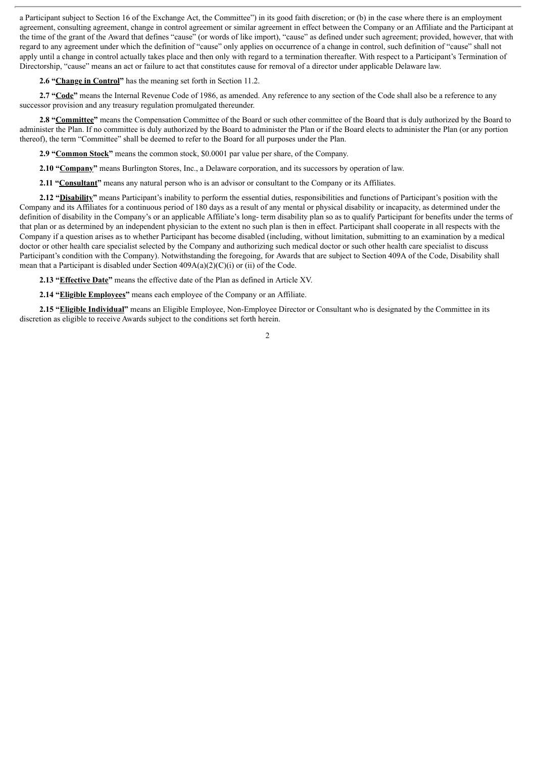a Participant subject to Section 16 of the Exchange Act, the Committee") in its good faith discretion; or (b) in the case where there is an employment agreement, consulting agreement, change in control agreement or similar agreement in effect between the Company or an Affiliate and the Participant at the time of the grant of the Award that defines "cause" (or words of like import), "cause" as defined under such agreement; provided, however, that with regard to any agreement under which the definition of "cause" only applies on occurrence of a change in control, such definition of "cause" shall not apply until a change in control actually takes place and then only with regard to a termination thereafter. With respect to a Participant's Termination of Directorship, "cause" means an act or failure to act that constitutes cause for removal of a director under applicable Delaware law.

**2.6 "Change in Control"** has the meaning set forth in Section 11.2.

**2.7 "Code"** means the Internal Revenue Code of 1986, as amended. Any reference to any section of the Code shall also be a reference to any successor provision and any treasury regulation promulgated thereunder.

**2.8 "Committee"** means the Compensation Committee of the Board or such other committee of the Board that is duly authorized by the Board to administer the Plan. If no committee is duly authorized by the Board to administer the Plan or if the Board elects to administer the Plan (or any portion thereof), the term "Committee" shall be deemed to refer to the Board for all purposes under the Plan.

**2.9 "Common Stock"** means the common stock, $0.0001 par value per share, of the Company.

**2.10 "Company"** means Burlington Stores, Inc., a Delaware corporation, and its successors by operation of law.

**2.11 "Consultant"** means any natural person who is an advisor or consultant to the Company or its Affiliates.

**2.12 "Disability"** means Participant's inability to perform the essential duties, responsibilities and functions of Participant's position with the Company and its Affiliates for a continuous period of 180 days as a result of any mental or physical disability or incapacity, as determined under the definition of disability in the Company's or an applicable Affiliate's long- term disability plan so as to qualify Participant for benefits under the terms of that plan or as determined by an independent physician to the extent no such plan is then in effect. Participant shall cooperate in all respects with the Company if a question arises as to whether Participant has become disabled (including, without limitation, submitting to an examination by a medical doctor or other health care specialist selected by the Company and authorizing such medical doctor or such other health care specialist to discuss Participant's condition with the Company). Notwithstanding the foregoing, for Awards that are subject to Section 409A of the Code, Disability shall mean that a Participant is disabled under Section 409A(a)(2)(C)(i) or (ii) of the Code.

**2.13 "Effective Date"** means the effective date of the Plan as defined in Article XV.

**2.14 "Eligible Employees"** means each employee of the Company or an Affiliate.

**2.15 "Eligible Individual"** means an Eligible Employee, Non-Employee Director or Consultant who is designated by the Committee in its discretion as eligible to receive Awards subject to the conditions set forth herein.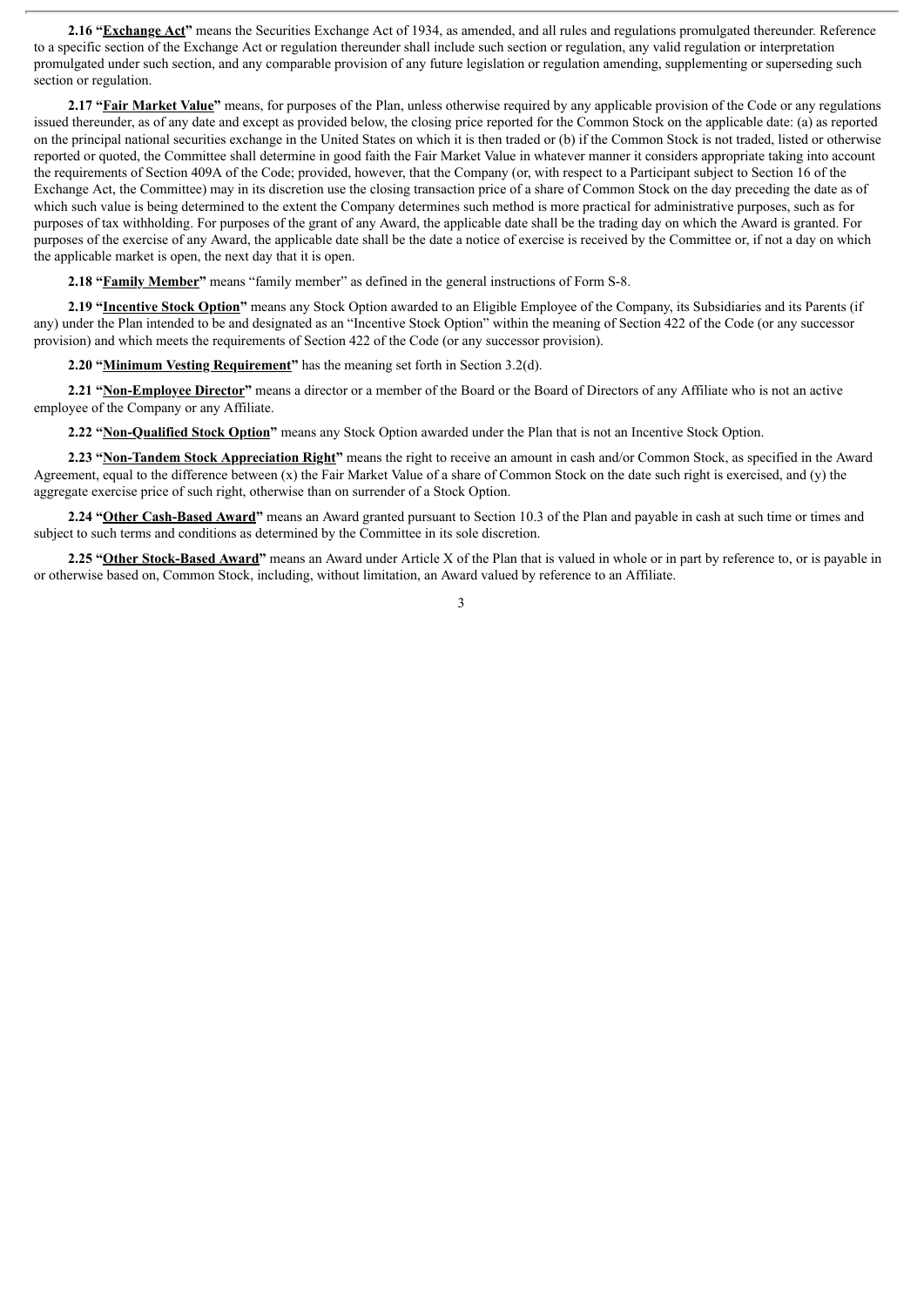**2.16 "Exchange Act"** means the Securities Exchange Act of 1934, as amended, and all rules and regulations promulgated thereunder. Reference to a specific section of the Exchange Act or regulation thereunder shall include such section or regulation, any valid regulation or interpretation promulgated under such section, and any comparable provision of any future legislation or regulation amending, supplementing or superseding such section or regulation.

**2.17 "Fair Market Value"** means, for purposes of the Plan, unless otherwise required by any applicable provision of the Code or any regulations issued thereunder, as of any date and except as provided below, the closing price reported for the Common Stock on the applicable date: (a) as reported on the principal national securities exchange in the United States on which it is then traded or (b) if the Common Stock is not traded, listed or otherwise reported or quoted, the Committee shall determine in good faith the Fair Market Value in whatever manner it considers appropriate taking into account the requirements of Section 409A of the Code; provided, however, that the Company (or, with respect to a Participant subject to Section 16 of the Exchange Act, the Committee) may in its discretion use the closing transaction price of a share of Common Stock on the day preceding the date as of which such value is being determined to the extent the Company determines such method is more practical for administrative purposes, such as for purposes of tax withholding. For purposes of the grant of any Award, the applicable date shall be the trading day on which the Award is granted. For purposes of the exercise of any Award, the applicable date shall be the date a notice of exercise is received by the Committee or, if not a day on which the applicable market is open, the next day that it is open.

**2.18 "Family Member"** means "family member" as defined in the general instructions of Form S-8.

**2.19 "Incentive Stock Option"** means any Stock Option awarded to an Eligible Employee of the Company, its Subsidiaries and its Parents (if any) under the Plan intended to be and designated as an "Incentive Stock Option" within the meaning of Section 422 of the Code (or any successor provision) and which meets the requirements of Section 422 of the Code (or any successor provision).

**2.20 "Minimum Vesting Requirement"** has the meaning set forth in Section 3.2(d).

**2.21 "Non-Employee Director"** means a director or a member of the Board or the Board of Directors of any Affiliate who is not an active employee of the Company or any Affiliate.

**2.22 "Non-Qualified Stock Option"** means any Stock Option awarded under the Plan that is not an Incentive Stock Option.

**2.23 "Non-Tandem Stock Appreciation Right"** means the right to receive an amount in cash and/or Common Stock, as specified in the Award Agreement, equal to the difference between (x) the Fair Market Value of a share of Common Stock on the date such right is exercised, and (y) the aggregate exercise price of such right, otherwise than on surrender of a Stock Option.

**2.24 "Other Cash-Based Award"** means an Award granted pursuant to Section 10.3 of the Plan and payable in cash at such time or times and subject to such terms and conditions as determined by the Committee in its sole discretion.

**2.25 "Other Stock-Based Award"** means an Award under Article X of the Plan that is valued in whole or in part by reference to, or is payable in or otherwise based on, Common Stock, including, without limitation, an Award valued by reference to an Affiliate.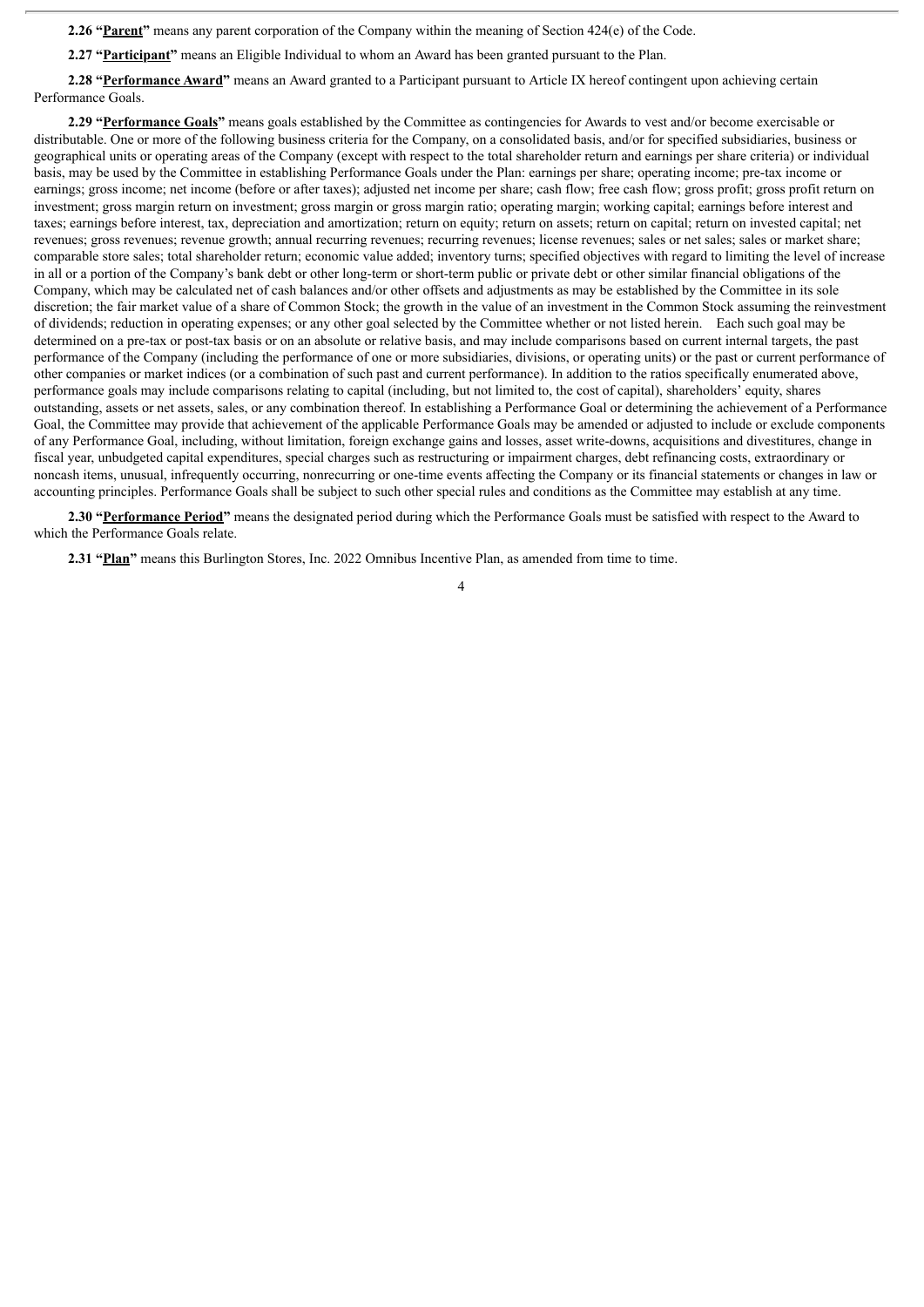**2.26 "<u>Parent</u>"** means any parent corporation of the Company within the meaning of Section 424(e) of the Code.

**2.27 "<u>Participant</u>"** means an Eligible Individual to whom an Award has been granted pursuant to the Plan.

**2.28 "<u>Performance Award</u>"** means an Award granted to a Participant pursuant to Article IX hereof contingent upon achieving certain Performance Goals.

**2.29 "<u>Performance Goals</u>"** means goals established by the Committee as contingencies for Awards to vest and/or become exercisable or distributable. One or more of the following business criteria for the Company, on a consolidated basis, and/or for specified subsidiaries, business or geographical units or operating areas of the Company (except with respect to the total shareholder return and earnings per share criteria) or individual basis, may be used by the Committee in establishing Performance Goals under the Plan: earnings per share; operating income; pre-tax income or earnings; gross income; net income (before or after taxes); adjusted net income per share; cash flow; free cash flow; gross profit; gross profit return on investment; gross margin return on investment; gross margin or gross margin ratio; operating margin; working capital; earnings before interest and taxes; earnings before interest, tax, depreciation and amortization; return on equity; return on assets; return on capital; return on invested capital; net revenues; gross revenues; revenue growth; annual recurring revenues; recurring revenues; license revenues; sales or net sales; sales or market share; comparable store sales; total shareholder return; economic value added; inventory turns; specified objectives with regard to limiting the level of increase in all or a portion of the Company's bank debt or other long-term or short-term public or private debt or other similar financial obligations of the Company, which may be calculated net of cash balances and/or other offsets and adjustments as may be established by the Committee in its sole discretion; the fair market value of a share of Common Stock; the growth in the value of an investment in the Common Stock assuming the reinvestment of dividends; reduction in operating expenses; or any other goal selected by the Committee whether or not listed herein. Each such goal may be determined on a pre-tax or post-tax basis or on an absolute or relative basis, and may include comparisons based on current internal targets, the past performance of the Company (including the performance of one or more subsidiaries, divisions, or operating units) or the past or current performance of other companies or market indices (or a combination of such past and current performance). In addition to the ratios specifically enumerated above, performance goals may include comparisons relating to capital (including, but not limited to, the cost of capital), shareholders' equity, shares outstanding, assets or net assets, sales, or any combination thereof. In establishing a Performance Goal or determining the achievement of a Performance Goal, the Committee may provide that achievement of the applicable Performance Goals may be amended or adjusted to include or exclude components of any Performance Goal, including, without limitation, foreign exchange gains and losses, asset write-downs, acquisitions and divestitures, change in fiscal year, unbudgeted capital expenditures, special charges such as restructuring or impairment charges, debt refinancing costs, extraordinary or noncash items, unusual, infrequently occurring, nonrecurring or one-time events affecting the Company or its financial statements or changes in law or accounting principles. Performance Goals shall be subject to such other special rules and conditions as the Committee may establish at any time.

**2.30 "<u>Performance Period</u>"** means the designated period during which the Performance Goals must be satisfied with respect to the Award to which the Performance Goals relate.

**2.31 "<u>Plan</u>"** means this Burlington Stores, Inc. 2022 Omnibus Incentive Plan, as amended from time to time.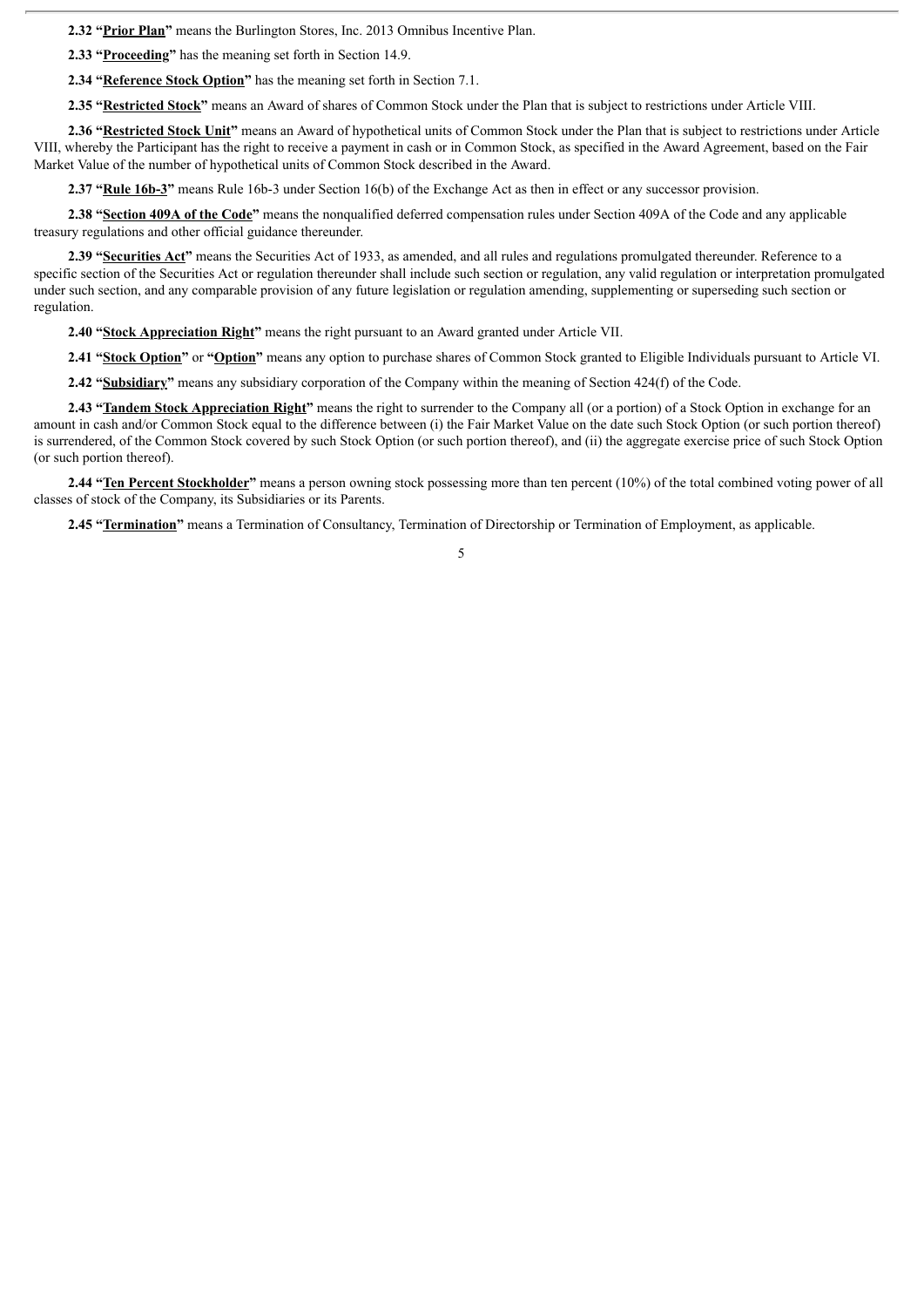**2.32 “Prior Plan”** means the Burlington Stores, Inc. 2013 Omnibus Incentive Plan.

**2.33 “Proceeding”** has the meaning set forth in Section 14.9.

**2.34 “Reference Stock Option”** has the meaning set forth in Section 7.1.

**2.35 “Restricted Stock”** means an Award of shares of Common Stock under the Plan that is subject to restrictions under Article VIII.

**2.36 “Restricted Stock Unit”** means an Award of hypothetical units of Common Stock under the Plan that is subject to restrictions under Article VIII, whereby the Participant has the right to receive a payment in cash or in Common Stock, as specified in the Award Agreement, based on the Fair Market Value of the number of hypothetical units of Common Stock described in the Award.

**2.37 “Rule 16b-3”** means Rule 16b-3 under Section 16(b) of the Exchange Act as then in effect or any successor provision.

**2.38 “Section 409A of the Code”** means the nonqualified deferred compensation rules under Section 409A of the Code and any applicable treasury regulations and other official guidance thereunder.

**2.39 “Securities Act”** means the Securities Act of 1933, as amended, and all rules and regulations promulgated thereunder. Reference to a specific section of the Securities Act or regulation thereunder shall include such section or regulation, any valid regulation or interpretation promulgated under such section, and any comparable provision of any future legislation or regulation amending, supplementing or superseding such section or regulation.

**2.40 “Stock Appreciation Right”** means the right pursuant to an Award granted under Article VII.

**2.41 “Stock Option”** or **“Option”** means any option to purchase shares of Common Stock granted to Eligible Individuals pursuant to Article VI.

**2.42 “Subsidiary”** means any subsidiary corporation of the Company within the meaning of Section 424(f) of the Code.

**2.43 “Tandem Stock Appreciation Right”** means the right to surrender to the Company all (or a portion) of a Stock Option in exchange for an amount in cash and/or Common Stock equal to the difference between (i) the Fair Market Value on the date such Stock Option (or such portion thereof) is surrendered, of the Common Stock covered by such Stock Option (or such portion thereof), and (ii) the aggregate exercise price of such Stock Option (or such portion thereof).

**2.44 “Ten Percent Stockholder”** means a person owning stock possessing more than ten percent (10%) of the total combined voting power of all classes of stock of the Company, its Subsidiaries or its Parents.

**2.45 “Termination”** means a Termination of Consultancy, Termination of Directorship or Termination of Employment, as applicable.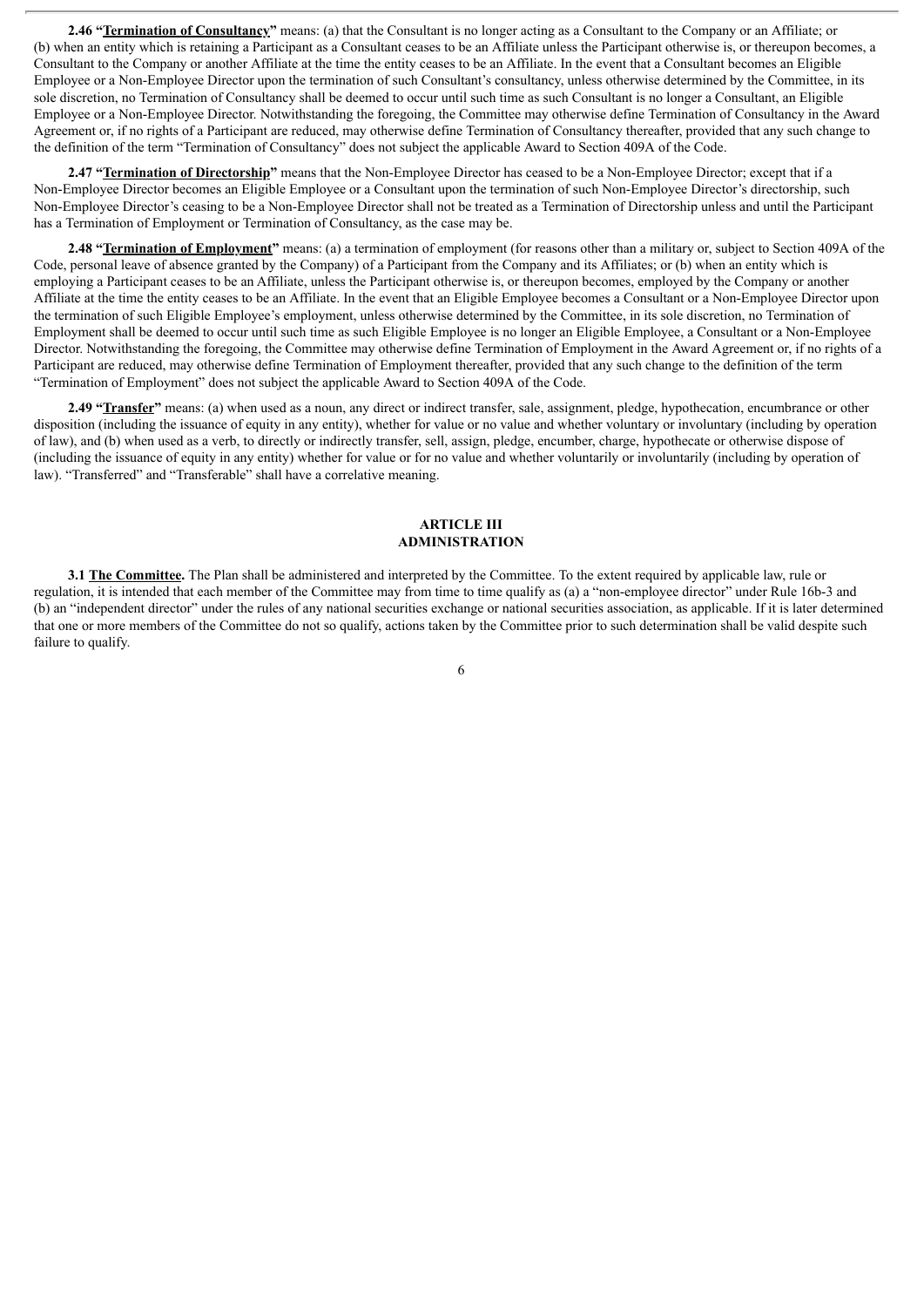**2.46 "<u>Termination of Consultancy</u>"** means: (a) that the Consultant is no longer acting as a Consultant to the Company or an Affiliate; or (b) when an entity which is retaining a Participant as a Consultant ceases to be an Affiliate unless the Participant otherwise is, or thereupon becomes, a Consultant to the Company or another Affiliate at the time the entity ceases to be an Affiliate. In the event that a Consultant becomes an Eligible Employee or a Non-Employee Director upon the termination of such Consultant's consultancy, unless otherwise determined by the Committee, in its sole discretion, no Termination of Consultancy shall be deemed to occur until such time as such Consultant is no longer a Consultant, an Eligible Employee or a Non-Employee Director. Notwithstanding the foregoing, the Committee may otherwise define Termination of Consultancy in the Award Agreement or, if no rights of a Participant are reduced, may otherwise define Termination of Consultancy thereafter, provided that any such change to the definition of the term "Termination of Consultancy" does not subject the applicable Award to Section 409A of the Code.

**2.47 "<u>Termination of Directorship</u>"** means that the Non-Employee Director has ceased to be a Non-Employee Director; except that if a Non-Employee Director becomes an Eligible Employee or a Consultant upon the termination of such Non-Employee Director's directorship, such Non-Employee Director's ceasing to be a Non-Employee Director shall not be treated as a Termination of Directorship unless and until the Participant has a Termination of Employment or Termination of Consultancy, as the case may be.

**2.48 "<u>Termination of Employment</u>"** means: (a) a termination of employment (for reasons other than a military or, subject to Section 409A of the Code, personal leave of absence granted by the Company) of a Participant from the Company and its Affiliates; or (b) when an entity which is employing a Participant ceases to be an Affiliate, unless the Participant otherwise is, or thereupon becomes, employed by the Company or another Affiliate at the time the entity ceases to be an Affiliate. In the event that an Eligible Employee becomes a Consultant or a Non-Employee Director upon the termination of such Eligible Employee's employment, unless otherwise determined by the Committee, in its sole discretion, no Termination of Employment shall be deemed to occur until such time as such Eligible Employee is no longer an Eligible Employee, a Consultant or a Non-Employee Director. Notwithstanding the foregoing, the Committee may otherwise define Termination of Employment in the Award Agreement or, if no rights of a Participant are reduced, may otherwise define Termination of Employment thereafter, provided that any such change to the definition of the term "Termination of Employment" does not subject the applicable Award to Section 409A of the Code.

**2.49 "<u>Transfer</u>"** means: (a) when used as a noun, any direct or indirect transfer, sale, assignment, pledge, hypothecation, encumbrance or other disposition (including the issuance of equity in any entity), whether for value or no value and whether voluntary or involuntary (including by operation of law), and (b) when used as a verb, to directly or indirectly transfer, sell, assign, pledge, encumber, charge, hypothecate or otherwise dispose of (including the issuance of equity in any entity) whether for value or for no value and whether voluntarily or involuntarily (including by operation of law). "Transferred" and "Transferable" shall have a correlative meaning.

## ARTICLE III
## ADMINISTRATION

**3.1 <u>The Committee</u>.** The Plan shall be administered and interpreted by the Committee. To the extent required by applicable law, rule or regulation, it is intended that each member of the Committee may from time to time qualify as (a) a "non-employee director" under Rule 16b-3 and (b) an "independent director" under the rules of any national securities exchange or national securities association, as applicable. If it is later determined that one or more members of the Committee do not so qualify, actions taken by the Committee prior to such determination shall be valid despite such failure to qualify.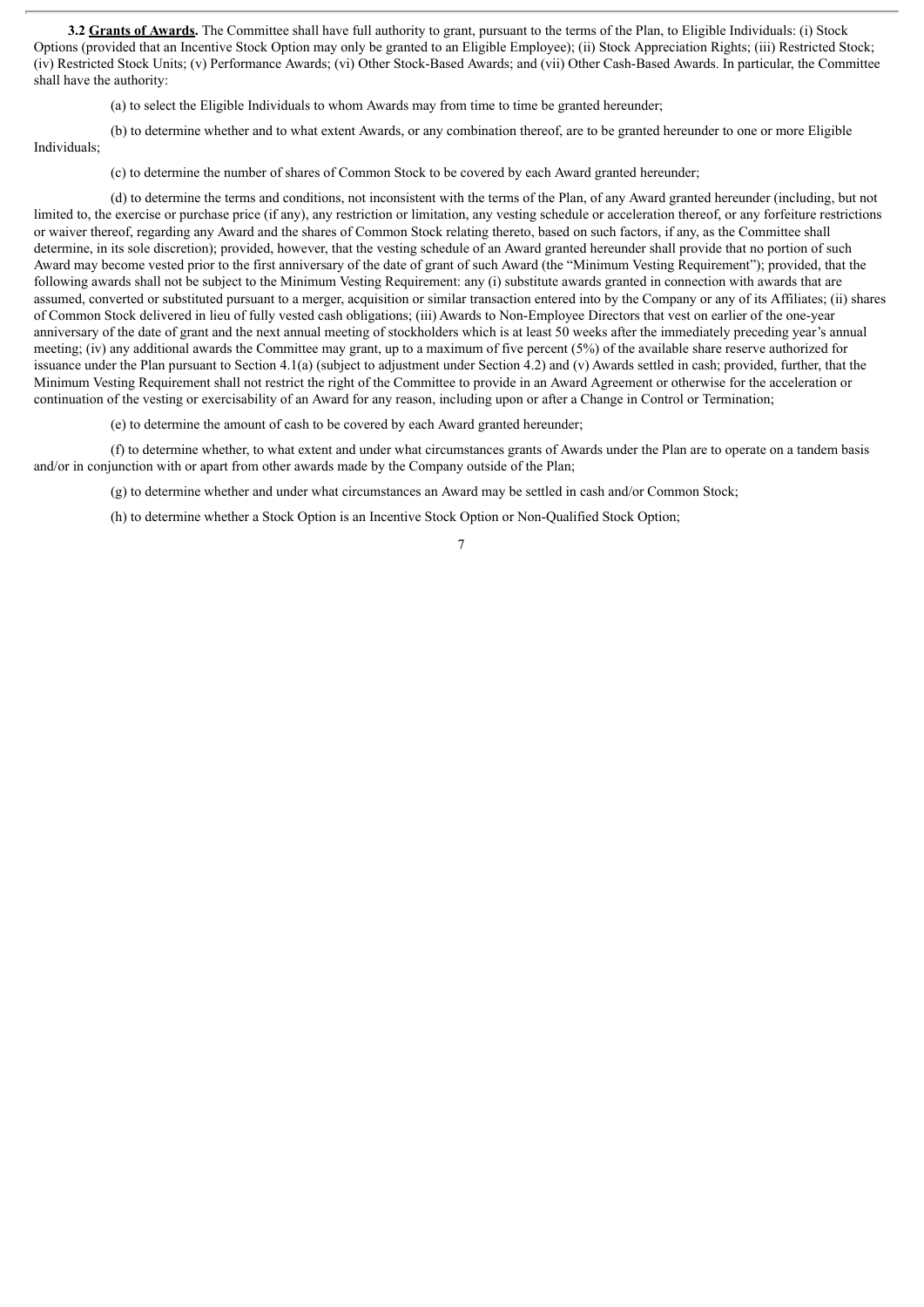**3.2 Grants of Awards.** The Committee shall have full authority to grant, pursuant to the terms of the Plan, to Eligible Individuals: (i) Stock Options (provided that an Incentive Stock Option may only be granted to an Eligible Employee); (ii) Stock Appreciation Rights; (iii) Restricted Stock; (iv) Restricted Stock Units; (v) Performance Awards; (vi) Other Stock-Based Awards; and (vii) Other Cash-Based Awards. In particular, the Committee shall have the authority:

(a) to select the Eligible Individuals to whom Awards may from time to time be granted hereunder;

(b) to determine whether and to what extent Awards, or any combination thereof, are to be granted hereunder to one or more Eligible Individuals;

(c) to determine the number of shares of Common Stock to be covered by each Award granted hereunder;

(d) to determine the terms and conditions, not inconsistent with the terms of the Plan, of any Award granted hereunder (including, but not limited to, the exercise or purchase price (if any), any restriction or limitation, any vesting schedule or acceleration thereof, or any forfeiture restrictions or waiver thereof, regarding any Award and the shares of Common Stock relating thereto, based on such factors, if any, as the Committee shall determine, in its sole discretion); provided, however, that the vesting schedule of an Award granted hereunder shall provide that no portion of such Award may become vested prior to the first anniversary of the date of grant of such Award (the "Minimum Vesting Requirement"); provided, that the following awards shall not be subject to the Minimum Vesting Requirement: any (i) substitute awards granted in connection with awards that are assumed, converted or substituted pursuant to a merger, acquisition or similar transaction entered into by the Company or any of its Affiliates; (ii) shares of Common Stock delivered in lieu of fully vested cash obligations; (iii) Awards to Non-Employee Directors that vest on earlier of the one-year anniversary of the date of grant and the next annual meeting of stockholders which is at least 50 weeks after the immediately preceding year's annual meeting; (iv) any additional awards the Committee may grant, up to a maximum of five percent (5%) of the available share reserve authorized for issuance under the Plan pursuant to Section 4.1(a) (subject to adjustment under Section 4.2) and (v) Awards settled in cash; provided, further, that the Minimum Vesting Requirement shall not restrict the right of the Committee to provide in an Award Agreement or otherwise for the acceleration or continuation of the vesting or exercisability of an Award for any reason, including upon or after a Change in Control or Termination;

(e) to determine the amount of cash to be covered by each Award granted hereunder;

(f) to determine whether, to what extent and under what circumstances grants of Awards under the Plan are to operate on a tandem basis and/or in conjunction with or apart from other awards made by the Company outside of the Plan;

(g) to determine whether and under what circumstances an Award may be settled in cash and/or Common Stock;

(h) to determine whether a Stock Option is an Incentive Stock Option or Non-Qualified Stock Option;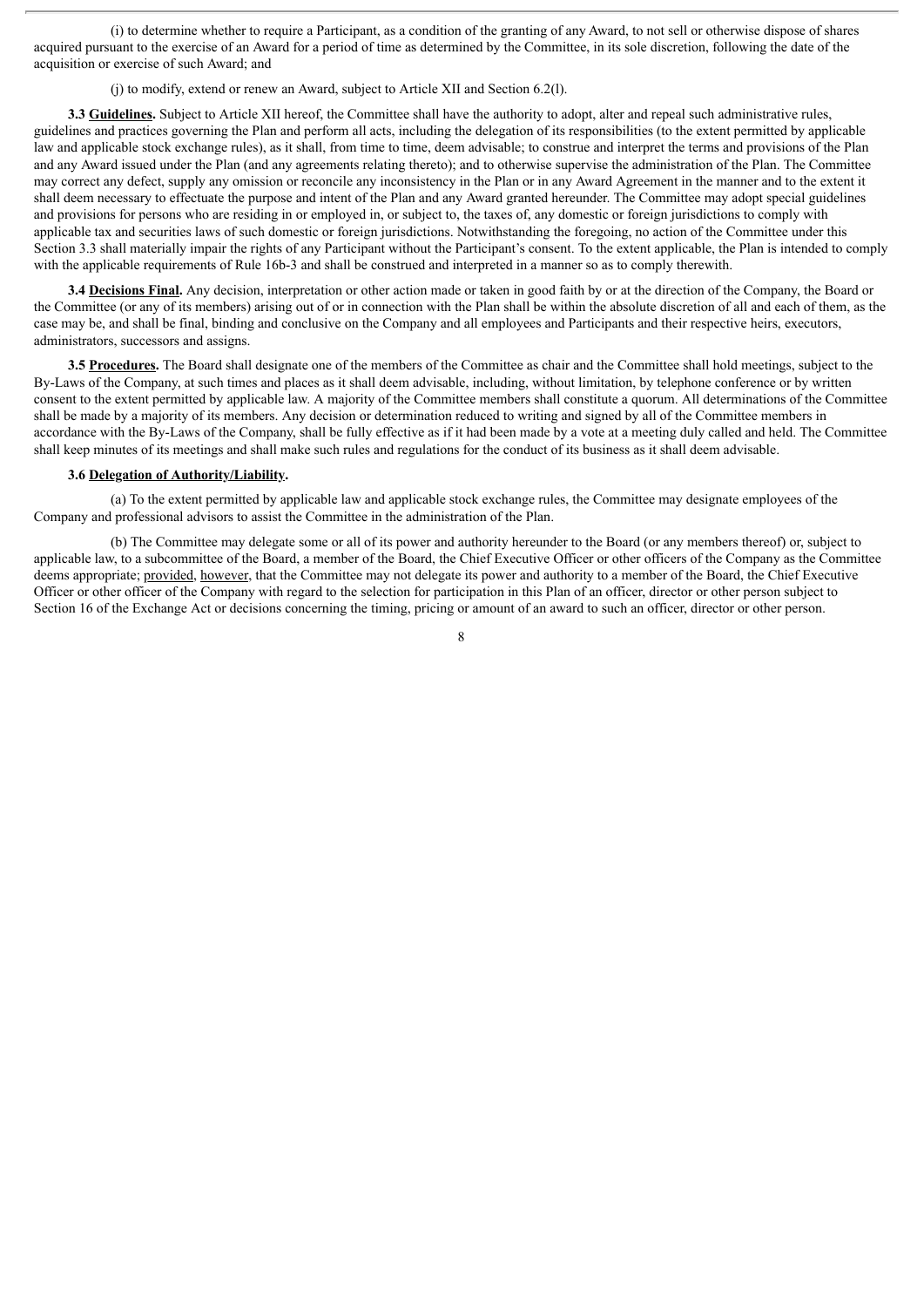(i) to determine whether to require a Participant, as a condition of the granting of any Award, to not sell or otherwise dispose of shares acquired pursuant to the exercise of an Award for a period of time as determined by the Committee, in its sole discretion, following the date of the acquisition or exercise of such Award; and

(j) to modify, extend or renew an Award, subject to Article XII and Section 6.2(l).

**3.3 Guidelines.** Subject to Article XII hereof, the Committee shall have the authority to adopt, alter and repeal such administrative rules, guidelines and practices governing the Plan and perform all acts, including the delegation of its responsibilities (to the extent permitted by applicable law and applicable stock exchange rules), as it shall, from time to time, deem advisable; to construe and interpret the terms and provisions of the Plan and any Award issued under the Plan (and any agreements relating thereto); and to otherwise supervise the administration of the Plan. The Committee may correct any defect, supply any omission or reconcile any inconsistency in the Plan or in any Award Agreement in the manner and to the extent it shall deem necessary to effectuate the purpose and intent of the Plan and any Award granted hereunder. The Committee may adopt special guidelines and provisions for persons who are residing in or employed in, or subject to, the taxes of, any domestic or foreign jurisdictions to comply with applicable tax and securities laws of such domestic or foreign jurisdictions. Notwithstanding the foregoing, no action of the Committee under this Section 3.3 shall materially impair the rights of any Participant without the Participant's consent. To the extent applicable, the Plan is intended to comply with the applicable requirements of Rule 16b-3 and shall be construed and interpreted in a manner so as to comply therewith.

**3.4 Decisions Final.** Any decision, interpretation or other action made or taken in good faith by or at the direction of the Company, the Board or the Committee (or any of its members) arising out of or in connection with the Plan shall be within the absolute discretion of all and each of them, as the case may be, and shall be final, binding and conclusive on the Company and all employees and Participants and their respective heirs, executors, administrators, successors and assigns.

**3.5 Procedures.** The Board shall designate one of the members of the Committee as chair and the Committee shall hold meetings, subject to the By-Laws of the Company, at such times and places as it shall deem advisable, including, without limitation, by telephone conference or by written consent to the extent permitted by applicable law. A majority of the Committee members shall constitute a quorum. All determinations of the Committee shall be made by a majority of its members. Any decision or determination reduced to writing and signed by all of the Committee members in accordance with the By-Laws of the Company, shall be fully effective as if it had been made by a vote at a meeting duly called and held. The Committee shall keep minutes of its meetings and shall make such rules and regulations for the conduct of its business as it shall deem advisable.

**3.6 Delegation of Authority/Liability.**

(a) To the extent permitted by applicable law and applicable stock exchange rules, the Committee may designate employees of the Company and professional advisors to assist the Committee in the administration of the Plan.

(b) The Committee may delegate some or all of its power and authority hereunder to the Board (or any members thereof) or, subject to applicable law, to a subcommittee of the Board, a member of the Board, the Chief Executive Officer or other officers of the Company as the Committee deems appropriate; provided, however, that the Committee may not delegate its power and authority to a member of the Board, the Chief Executive Officer or other officer of the Company with regard to the selection for participation in this Plan of an officer, director or other person subject to Section 16 of the Exchange Act or decisions concerning the timing, pricing or amount of an award to such an officer, director or other person.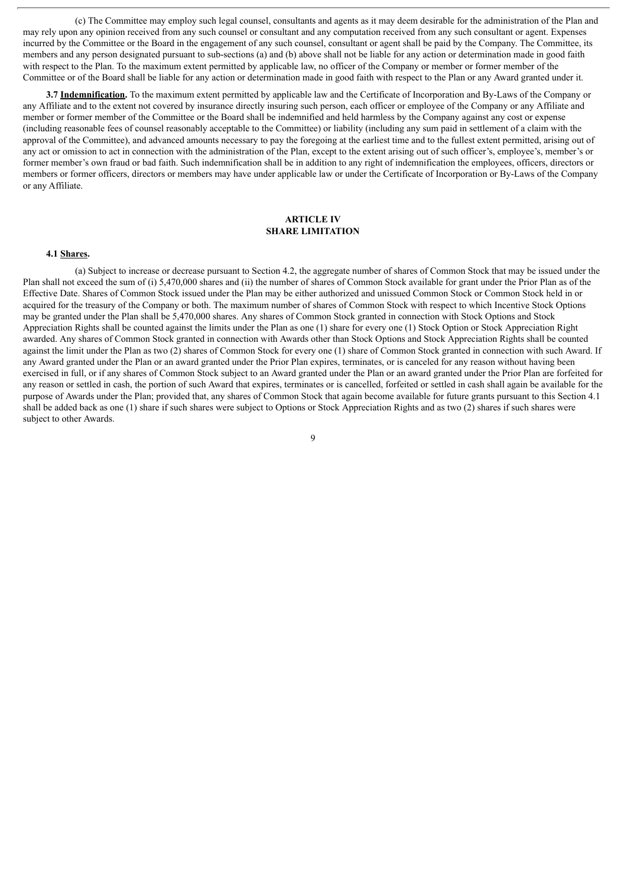(c) The Committee may employ such legal counsel, consultants and agents as it may deem desirable for the administration of the Plan and may rely upon any opinion received from any such counsel or consultant and any computation received from any such consultant or agent. Expenses incurred by the Committee or the Board in the engagement of any such counsel, consultant or agent shall be paid by the Company. The Committee, its members and any person designated pursuant to sub-sections (a) and (b) above shall not be liable for any action or determination made in good faith with respect to the Plan. To the maximum extent permitted by applicable law, no officer of the Company or member or former member of the Committee or of the Board shall be liable for any action or determination made in good faith with respect to the Plan or any Award granted under it.

**3.7 Indemnification.** To the maximum extent permitted by applicable law and the Certificate of Incorporation and By-Laws of the Company or any Affiliate and to the extent not covered by insurance directly insuring such person, each officer or employee of the Company or any Affiliate and member or former member of the Committee or the Board shall be indemnified and held harmless by the Company against any cost or expense (including reasonable fees of counsel reasonably acceptable to the Committee) or liability (including any sum paid in settlement of a claim with the approval of the Committee), and advanced amounts necessary to pay the foregoing at the earliest time and to the fullest extent permitted, arising out of any act or omission to act in connection with the administration of the Plan, except to the extent arising out of such officer's, employee's, member's or former member's own fraud or bad faith. Such indemnification shall be in addition to any right of indemnification the employees, officers, directors or members or former officers, directors or members may have under applicable law or under the Certificate of Incorporation or By-Laws of the Company or any Affiliate.

## ARTICLE IV
## SHARE LIMITATION

**4.1 Shares.**

(a) Subject to increase or decrease pursuant to Section 4.2, the aggregate number of shares of Common Stock that may be issued under the Plan shall not exceed the sum of (i) 5,470,000 shares and (ii) the number of shares of Common Stock available for grant under the Prior Plan as of the Effective Date. Shares of Common Stock issued under the Plan may be either authorized and unissued Common Stock or Common Stock held in or acquired for the treasury of the Company or both. The maximum number of shares of Common Stock with respect to which Incentive Stock Options may be granted under the Plan shall be 5,470,000 shares. Any shares of Common Stock granted in connection with Stock Options and Stock Appreciation Rights shall be counted against the limits under the Plan as one (1) share for every one (1) Stock Option or Stock Appreciation Right awarded. Any shares of Common Stock granted in connection with Awards other than Stock Options and Stock Appreciation Rights shall be counted against the limit under the Plan as two (2) shares of Common Stock for every one (1) share of Common Stock granted in connection with such Award. If any Award granted under the Plan or an award granted under the Prior Plan expires, terminates, or is canceled for any reason without having been exercised in full, or if any shares of Common Stock subject to an Award granted under the Plan or an award granted under the Prior Plan are forfeited for any reason or settled in cash, the portion of such Award that expires, terminates or is cancelled, forfeited or settled in cash shall again be available for the purpose of Awards under the Plan; provided that, any shares of Common Stock that again become available for future grants pursuant to this Section 4.1 shall be added back as one (1) share if such shares were subject to Options or Stock Appreciation Rights and as two (2) shares if such shares were subject to other Awards.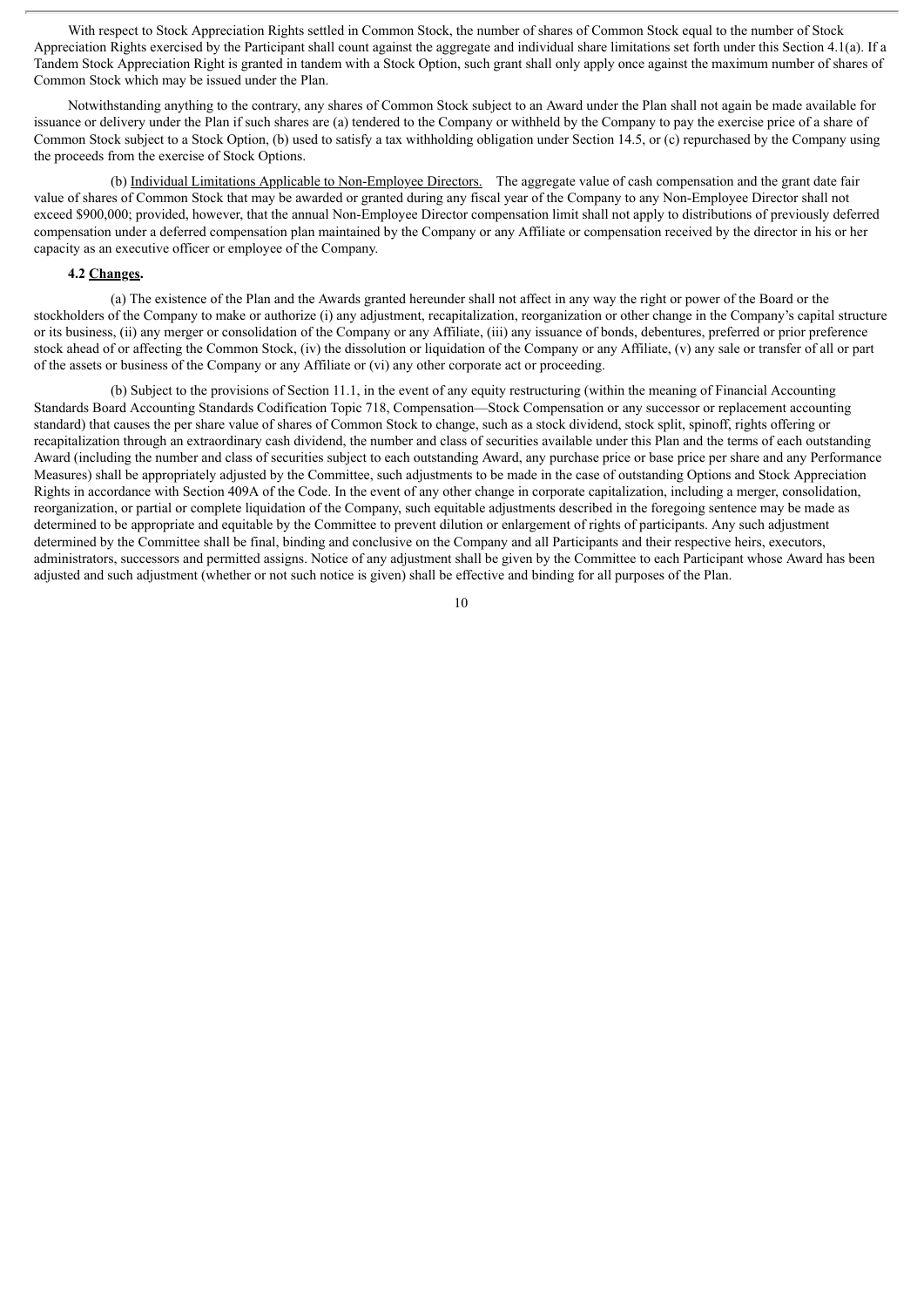With respect to Stock Appreciation Rights settled in Common Stock, the number of shares of Common Stock equal to the number of Stock Appreciation Rights exercised by the Participant shall count against the aggregate and individual share limitations set forth under this Section 4.1(a). If a Tandem Stock Appreciation Right is granted in tandem with a Stock Option, such grant shall only apply once against the maximum number of shares of Common Stock which may be issued under the Plan.

Notwithstanding anything to the contrary, any shares of Common Stock subject to an Award under the Plan shall not again be made available for issuance or delivery under the Plan if such shares are (a) tendered to the Company or withheld by the Company to pay the exercise price of a share of Common Stock subject to a Stock Option, (b) used to satisfy a tax withholding obligation under Section 14.5, or (c) repurchased by the Company using the proceeds from the exercise of Stock Options.

(b) Individual Limitations Applicable to Non-Employee Directors. The aggregate value of cash compensation and the grant date fair value of shares of Common Stock that may be awarded or granted during any fiscal year of the Company to any Non-Employee Director shall not exceed $900,000; provided, however, that the annual Non-Employee Director compensation limit shall not apply to distributions of previously deferred compensation under a deferred compensation plan maintained by the Company or any Affiliate or compensation received by the director in his or her capacity as an executive officer or employee of the Company.

**4.2 Changes.**

(a) The existence of the Plan and the Awards granted hereunder shall not affect in any way the right or power of the Board or the stockholders of the Company to make or authorize (i) any adjustment, recapitalization, reorganization or other change in the Company's capital structure or its business, (ii) any merger or consolidation of the Company or any Affiliate, (iii) any issuance of bonds, debentures, preferred or prior preference stock ahead of or affecting the Common Stock, (iv) the dissolution or liquidation of the Company or any Affiliate, (v) any sale or transfer of all or part of the assets or business of the Company or any Affiliate or (vi) any other corporate act or proceeding.

(b) Subject to the provisions of Section 11.1, in the event of any equity restructuring (within the meaning of Financial Accounting Standards Board Accounting Standards Codification Topic 718, Compensation—Stock Compensation or any successor or replacement accounting standard) that causes the per share value of shares of Common Stock to change, such as a stock dividend, stock split, spinoff, rights offering or recapitalization through an extraordinary cash dividend, the number and class of securities available under this Plan and the terms of each outstanding Award (including the number and class of securities subject to each outstanding Award, any purchase price or base price per share and any Performance Measures) shall be appropriately adjusted by the Committee, such adjustments to be made in the case of outstanding Options and Stock Appreciation Rights in accordance with Section 409A of the Code. In the event of any other change in corporate capitalization, including a merger, consolidation, reorganization, or partial or complete liquidation of the Company, such equitable adjustments described in the foregoing sentence may be made as determined to be appropriate and equitable by the Committee to prevent dilution or enlargement of rights of participants. Any such adjustment determined by the Committee shall be final, binding and conclusive on the Company and all Participants and their respective heirs, executors, administrators, successors and permitted assigns. Notice of any adjustment shall be given by the Committee to each Participant whose Award has been adjusted and such adjustment (whether or not such notice is given) shall be effective and binding for all purposes of the Plan.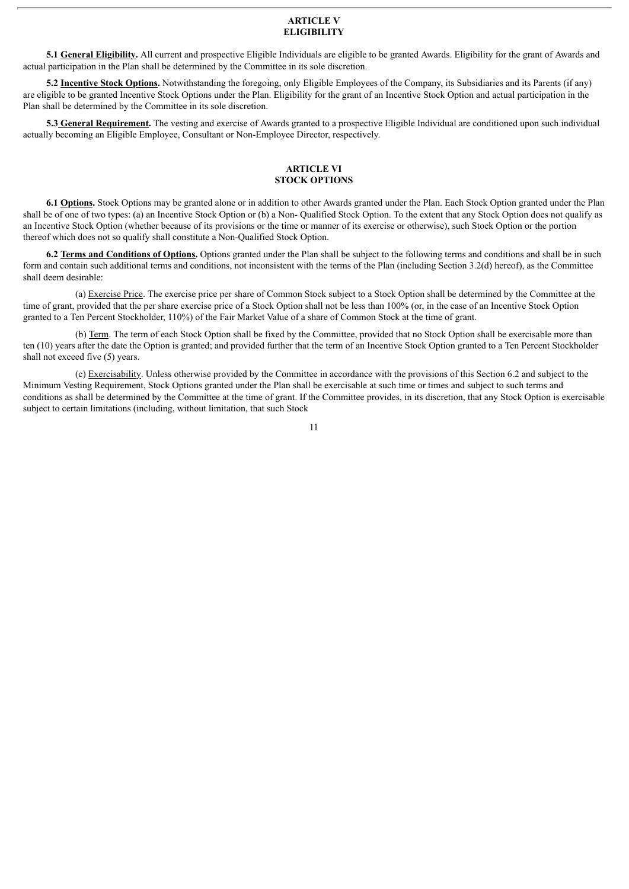## ARTICLE V
## ELIGIBILITY

**5.1 General Eligibility.** All current and prospective Eligible Individuals are eligible to be granted Awards. Eligibility for the grant of Awards and actual participation in the Plan shall be determined by the Committee in its sole discretion.

**5.2 Incentive Stock Options.** Notwithstanding the foregoing, only Eligible Employees of the Company, its Subsidiaries and its Parents (if any) are eligible to be granted Incentive Stock Options under the Plan. Eligibility for the grant of an Incentive Stock Option and actual participation in the Plan shall be determined by the Committee in its sole discretion.

**5.3 General Requirement.** The vesting and exercise of Awards granted to a prospective Eligible Individual are conditioned upon such individual actually becoming an Eligible Employee, Consultant or Non-Employee Director, respectively.

## ARTICLE VI
## STOCK OPTIONS

**6.1 Options.** Stock Options may be granted alone or in addition to other Awards granted under the Plan. Each Stock Option granted under the Plan shall be of one of two types: (a) an Incentive Stock Option or (b) a Non- Qualified Stock Option. To the extent that any Stock Option does not qualify as an Incentive Stock Option (whether because of its provisions or the time or manner of its exercise or otherwise), such Stock Option or the portion thereof which does not so qualify shall constitute a Non-Qualified Stock Option.

**6.2 Terms and Conditions of Options.** Options granted under the Plan shall be subject to the following terms and conditions and shall be in such form and contain such additional terms and conditions, not inconsistent with the terms of the Plan (including Section 3.2(d) hereof), as the Committee shall deem desirable:

(a) Exercise Price. The exercise price per share of Common Stock subject to a Stock Option shall be determined by the Committee at the time of grant, provided that the per share exercise price of a Stock Option shall not be less than 100% (or, in the case of an Incentive Stock Option granted to a Ten Percent Stockholder, 110%) of the Fair Market Value of a share of Common Stock at the time of grant.

(b) Term. The term of each Stock Option shall be fixed by the Committee, provided that no Stock Option shall be exercisable more than ten (10) years after the date the Option is granted; and provided further that the term of an Incentive Stock Option granted to a Ten Percent Stockholder shall not exceed five (5) years.

(c) Exercisability. Unless otherwise provided by the Committee in accordance with the provisions of this Section 6.2 and subject to the Minimum Vesting Requirement, Stock Options granted under the Plan shall be exercisable at such time or times and subject to such terms and conditions as shall be determined by the Committee at the time of grant. If the Committee provides, in its discretion, that any Stock Option is exercisable subject to certain limitations (including, without limitation, that such Stock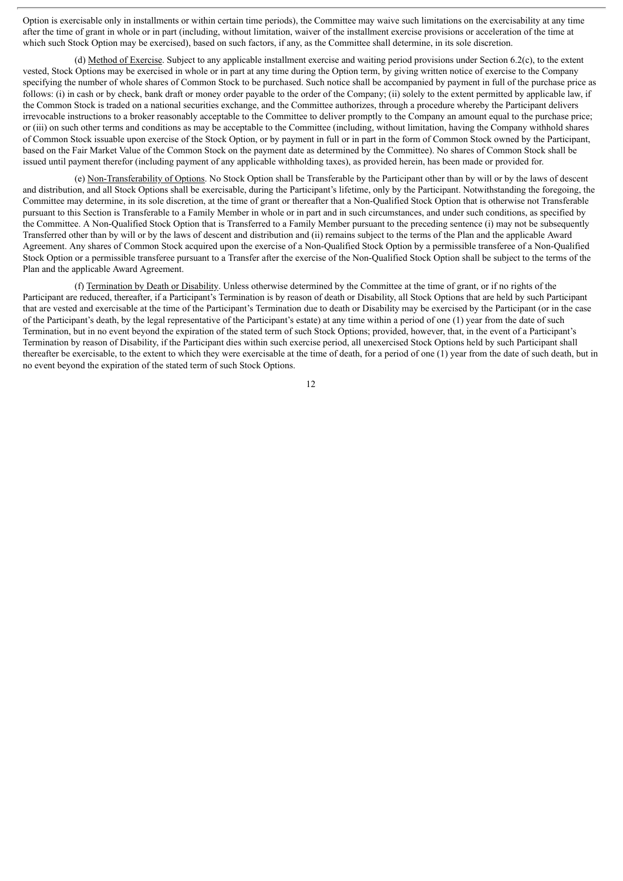Option is exercisable only in installments or within certain time periods), the Committee may waive such limitations on the exercisability at any time after the time of grant in whole or in part (including, without limitation, waiver of the installment exercise provisions or acceleration of the time at which such Stock Option may be exercised), based on such factors, if any, as the Committee shall determine, in its sole discretion.

(d) Method of Exercise. Subject to any applicable installment exercise and waiting period provisions under Section 6.2(c), to the extent vested, Stock Options may be exercised in whole or in part at any time during the Option term, by giving written notice of exercise to the Company specifying the number of whole shares of Common Stock to be purchased. Such notice shall be accompanied by payment in full of the purchase price as follows: (i) in cash or by check, bank draft or money order payable to the order of the Company; (ii) solely to the extent permitted by applicable law, if the Common Stock is traded on a national securities exchange, and the Committee authorizes, through a procedure whereby the Participant delivers irrevocable instructions to a broker reasonably acceptable to the Committee to deliver promptly to the Company an amount equal to the purchase price; or (iii) on such other terms and conditions as may be acceptable to the Committee (including, without limitation, having the Company withhold shares of Common Stock issuable upon exercise of the Stock Option, or by payment in full or in part in the form of Common Stock owned by the Participant, based on the Fair Market Value of the Common Stock on the payment date as determined by the Committee). No shares of Common Stock shall be issued until payment therefor (including payment of any applicable withholding taxes), as provided herein, has been made or provided for.

(e) Non-Transferability of Options. No Stock Option shall be Transferable by the Participant other than by will or by the laws of descent and distribution, and all Stock Options shall be exercisable, during the Participant's lifetime, only by the Participant. Notwithstanding the foregoing, the Committee may determine, in its sole discretion, at the time of grant or thereafter that a Non-Qualified Stock Option that is otherwise not Transferable pursuant to this Section is Transferable to a Family Member in whole or in part and in such circumstances, and under such conditions, as specified by the Committee. A Non-Qualified Stock Option that is Transferred to a Family Member pursuant to the preceding sentence (i) may not be subsequently Transferred other than by will or by the laws of descent and distribution and (ii) remains subject to the terms of the Plan and the applicable Award Agreement. Any shares of Common Stock acquired upon the exercise of a Non-Qualified Stock Option by a permissible transferee of a Non-Qualified Stock Option or a permissible transferee pursuant to a Transfer after the exercise of the Non-Qualified Stock Option shall be subject to the terms of the Plan and the applicable Award Agreement.

(f) Termination by Death or Disability. Unless otherwise determined by the Committee at the time of grant, or if no rights of the Participant are reduced, thereafter, if a Participant's Termination is by reason of death or Disability, all Stock Options that are held by such Participant that are vested and exercisable at the time of the Participant's Termination due to death or Disability may be exercised by the Participant (or in the case of the Participant's death, by the legal representative of the Participant's estate) at any time within a period of one (1) year from the date of such Termination, but in no event beyond the expiration of the stated term of such Stock Options; provided, however, that, in the event of a Participant's Termination by reason of Disability, if the Participant dies within such exercise period, all unexercised Stock Options held by such Participant shall thereafter be exercisable, to the extent to which they were exercisable at the time of death, for a period of one (1) year from the date of such death, but in no event beyond the expiration of the stated term of such Stock Options.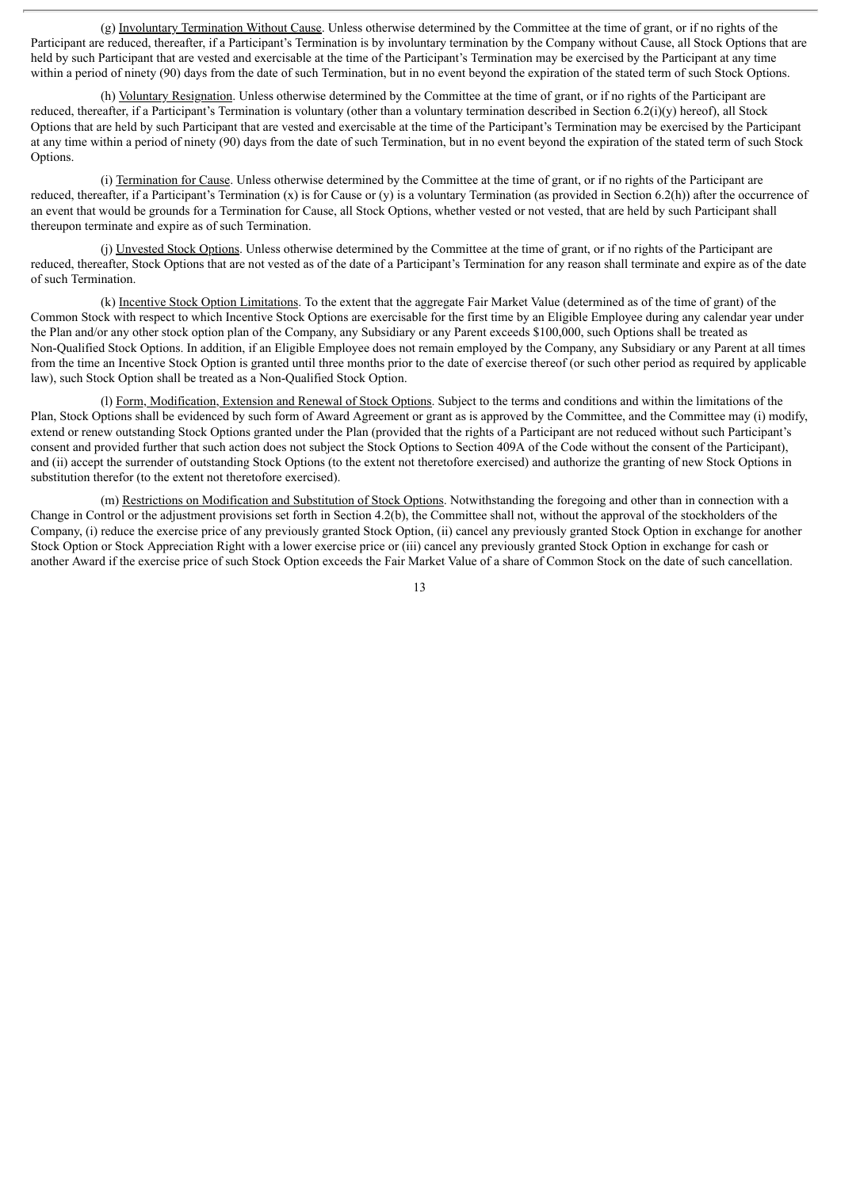(g) Involuntary Termination Without Cause. Unless otherwise determined by the Committee at the time of grant, or if no rights of the Participant are reduced, thereafter, if a Participant's Termination is by involuntary termination by the Company without Cause, all Stock Options that are held by such Participant that are vested and exercisable at the time of the Participant's Termination may be exercised by the Participant at any time within a period of ninety (90) days from the date of such Termination, but in no event beyond the expiration of the stated term of such Stock Options.

(h) Voluntary Resignation. Unless otherwise determined by the Committee at the time of grant, or if no rights of the Participant are reduced, thereafter, if a Participant's Termination is voluntary (other than a voluntary termination described in Section 6.2(i)(y) hereof), all Stock Options that are held by such Participant that are vested and exercisable at the time of the Participant's Termination may be exercised by the Participant at any time within a period of ninety (90) days from the date of such Termination, but in no event beyond the expiration of the stated term of such Stock Options.

(i) Termination for Cause. Unless otherwise determined by the Committee at the time of grant, or if no rights of the Participant are reduced, thereafter, if a Participant's Termination (x) is for Cause or (y) is a voluntary Termination (as provided in Section 6.2(h)) after the occurrence of an event that would be grounds for a Termination for Cause, all Stock Options, whether vested or not vested, that are held by such Participant shall thereupon terminate and expire as of such Termination.

(j) Unvested Stock Options. Unless otherwise determined by the Committee at the time of grant, or if no rights of the Participant are reduced, thereafter, Stock Options that are not vested as of the date of a Participant's Termination for any reason shall terminate and expire as of the date of such Termination.

(k) Incentive Stock Option Limitations. To the extent that the aggregate Fair Market Value (determined as of the time of grant) of the Common Stock with respect to which Incentive Stock Options are exercisable for the first time by an Eligible Employee during any calendar year under the Plan and/or any other stock option plan of the Company, any Subsidiary or any Parent exceeds $100,000, such Options shall be treated as Non-Qualified Stock Options. In addition, if an Eligible Employee does not remain employed by the Company, any Subsidiary or any Parent at all times from the time an Incentive Stock Option is granted until three months prior to the date of exercise thereof (or such other period as required by applicable law), such Stock Option shall be treated as a Non-Qualified Stock Option.

(l) Form, Modification, Extension and Renewal of Stock Options. Subject to the terms and conditions and within the limitations of the Plan, Stock Options shall be evidenced by such form of Award Agreement or grant as is approved by the Committee, and the Committee may (i) modify, extend or renew outstanding Stock Options granted under the Plan (provided that the rights of a Participant are not reduced without such Participant's consent and provided further that such action does not subject the Stock Options to Section 409A of the Code without the consent of the Participant), and (ii) accept the surrender of outstanding Stock Options (to the extent not theretofore exercised) and authorize the granting of new Stock Options in substitution therefor (to the extent not theretofore exercised).

(m) Restrictions on Modification and Substitution of Stock Options. Notwithstanding the foregoing and other than in connection with a Change in Control or the adjustment provisions set forth in Section 4.2(b), the Committee shall not, without the approval of the stockholders of the Company, (i) reduce the exercise price of any previously granted Stock Option, (ii) cancel any previously granted Stock Option in exchange for another Stock Option or Stock Appreciation Right with a lower exercise price or (iii) cancel any previously granted Stock Option in exchange for cash or another Award if the exercise price of such Stock Option exceeds the Fair Market Value of a share of Common Stock on the date of such cancellation.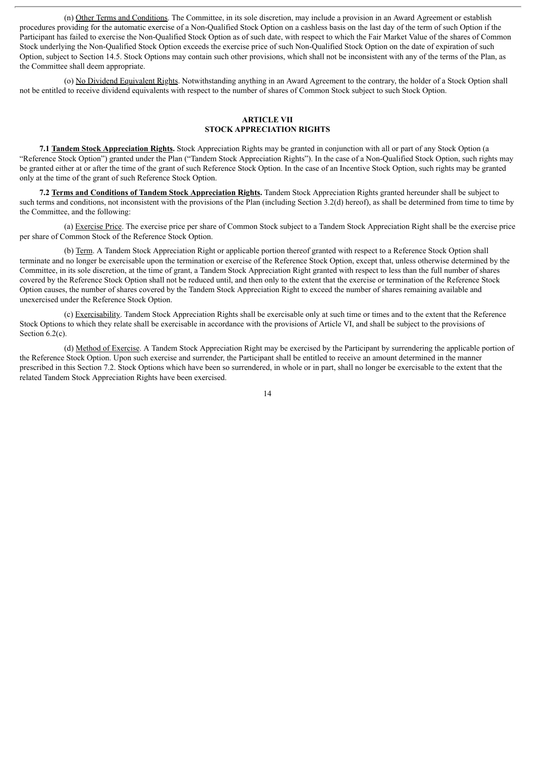(n) Other Terms and Conditions. The Committee, in its sole discretion, may include a provision in an Award Agreement or establish procedures providing for the automatic exercise of a Non-Qualified Stock Option on a cashless basis on the last day of the term of such Option if the Participant has failed to exercise the Non-Qualified Stock Option as of such date, with respect to which the Fair Market Value of the shares of Common Stock underlying the Non-Qualified Stock Option exceeds the exercise price of such Non-Qualified Stock Option on the date of expiration of such Option, subject to Section 14.5. Stock Options may contain such other provisions, which shall not be inconsistent with any of the terms of the Plan, as the Committee shall deem appropriate.

(o) No Dividend Equivalent Rights. Notwithstanding anything in an Award Agreement to the contrary, the holder of a Stock Option shall not be entitled to receive dividend equivalents with respect to the number of shares of Common Stock subject to such Stock Option.

## ARTICLE VII
## STOCK APPRECIATION RIGHTS

**7.1 Tandem Stock Appreciation Rights.** Stock Appreciation Rights may be granted in conjunction with all or part of any Stock Option (a "Reference Stock Option") granted under the Plan ("Tandem Stock Appreciation Rights"). In the case of a Non-Qualified Stock Option, such rights may be granted either at or after the time of the grant of such Reference Stock Option. In the case of an Incentive Stock Option, such rights may be granted only at the time of the grant of such Reference Stock Option.

**7.2 Terms and Conditions of Tandem Stock Appreciation Rights.** Tandem Stock Appreciation Rights granted hereunder shall be subject to such terms and conditions, not inconsistent with the provisions of the Plan (including Section 3.2(d) hereof), as shall be determined from time to time by the Committee, and the following:

(a) Exercise Price. The exercise price per share of Common Stock subject to a Tandem Stock Appreciation Right shall be the exercise price per share of Common Stock of the Reference Stock Option.

(b) Term. A Tandem Stock Appreciation Right or applicable portion thereof granted with respect to a Reference Stock Option shall terminate and no longer be exercisable upon the termination or exercise of the Reference Stock Option, except that, unless otherwise determined by the Committee, in its sole discretion, at the time of grant, a Tandem Stock Appreciation Right granted with respect to less than the full number of shares covered by the Reference Stock Option shall not be reduced until, and then only to the extent that the exercise or termination of the Reference Stock Option causes, the number of shares covered by the Tandem Stock Appreciation Right to exceed the number of shares remaining available and unexercised under the Reference Stock Option.

(c) Exercisability. Tandem Stock Appreciation Rights shall be exercisable only at such time or times and to the extent that the Reference Stock Options to which they relate shall be exercisable in accordance with the provisions of Article VI, and shall be subject to the provisions of Section 6.2(c).

(d) Method of Exercise. A Tandem Stock Appreciation Right may be exercised by the Participant by surrendering the applicable portion of the Reference Stock Option. Upon such exercise and surrender, the Participant shall be entitled to receive an amount determined in the manner prescribed in this Section 7.2. Stock Options which have been so surrendered, in whole or in part, shall no longer be exercisable to the extent that the related Tandem Stock Appreciation Rights have been exercised.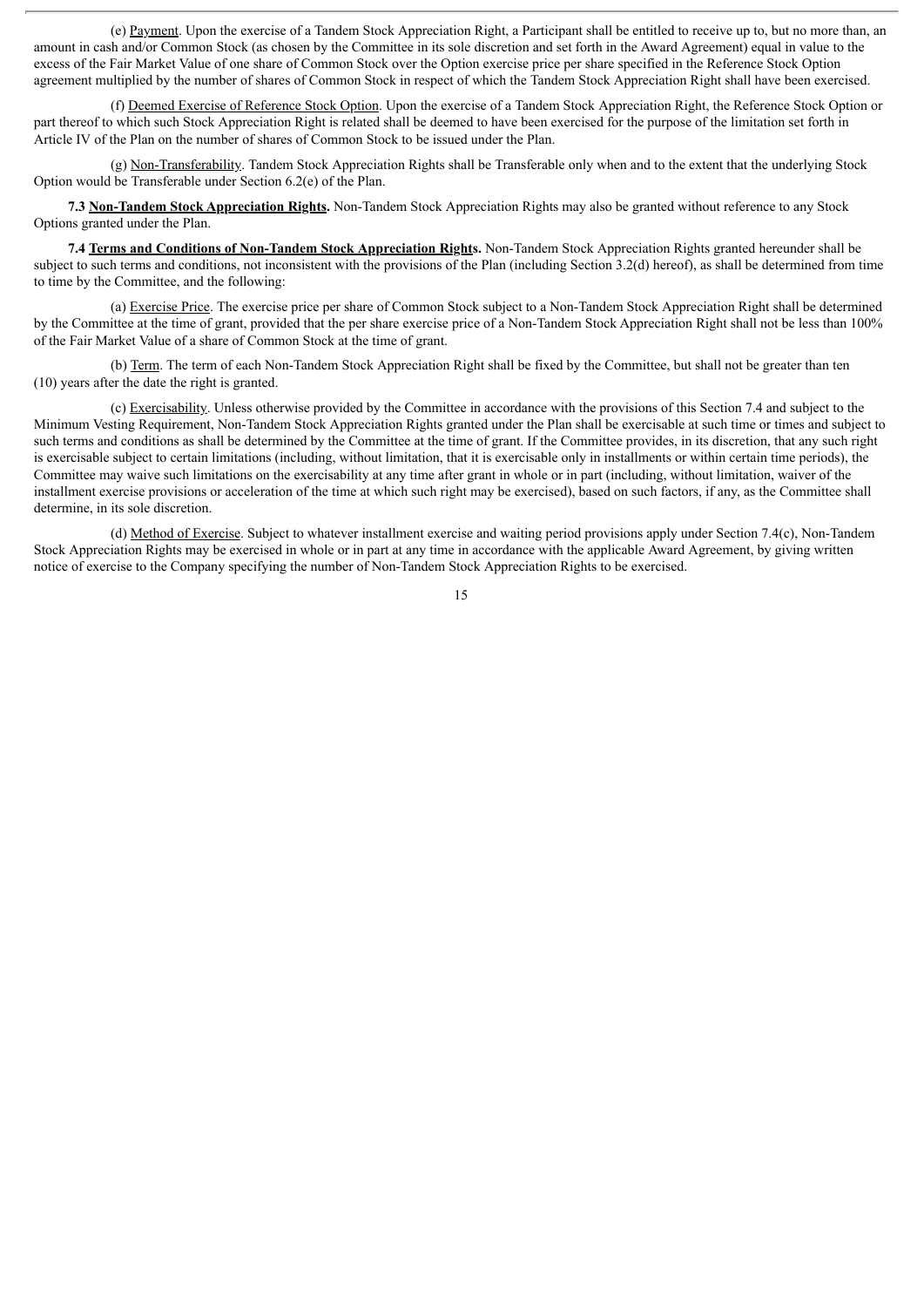(e) Payment. Upon the exercise of a Tandem Stock Appreciation Right, a Participant shall be entitled to receive up to, but no more than, an amount in cash and/or Common Stock (as chosen by the Committee in its sole discretion and set forth in the Award Agreement) equal in value to the excess of the Fair Market Value of one share of Common Stock over the Option exercise price per share specified in the Reference Stock Option agreement multiplied by the number of shares of Common Stock in respect of which the Tandem Stock Appreciation Right shall have been exercised.

(f) Deemed Exercise of Reference Stock Option. Upon the exercise of a Tandem Stock Appreciation Right, the Reference Stock Option or part thereof to which such Stock Appreciation Right is related shall be deemed to have been exercised for the purpose of the limitation set forth in Article IV of the Plan on the number of shares of Common Stock to be issued under the Plan.

(g) Non-Transferability. Tandem Stock Appreciation Rights shall be Transferable only when and to the extent that the underlying Stock Option would be Transferable under Section 6.2(e) of the Plan.

**7.3 Non-Tandem Stock Appreciation Rights.** Non-Tandem Stock Appreciation Rights may also be granted without reference to any Stock Options granted under the Plan.

**7.4 Terms and Conditions of Non-Tandem Stock Appreciation Rights.** Non-Tandem Stock Appreciation Rights granted hereunder shall be subject to such terms and conditions, not inconsistent with the provisions of the Plan (including Section 3.2(d) hereof), as shall be determined from time to time by the Committee, and the following:

(a) Exercise Price. The exercise price per share of Common Stock subject to a Non-Tandem Stock Appreciation Right shall be determined by the Committee at the time of grant, provided that the per share exercise price of a Non-Tandem Stock Appreciation Right shall not be less than 100% of the Fair Market Value of a share of Common Stock at the time of grant.

(b) Term. The term of each Non-Tandem Stock Appreciation Right shall be fixed by the Committee, but shall not be greater than ten (10) years after the date the right is granted.

(c) Exercisability. Unless otherwise provided by the Committee in accordance with the provisions of this Section 7.4 and subject to the Minimum Vesting Requirement, Non-Tandem Stock Appreciation Rights granted under the Plan shall be exercisable at such time or times and subject to such terms and conditions as shall be determined by the Committee at the time of grant. If the Committee provides, in its discretion, that any such right is exercisable subject to certain limitations (including, without limitation, that it is exercisable only in installments or within certain time periods), the Committee may waive such limitations on the exercisability at any time after grant in whole or in part (including, without limitation, waiver of the installment exercise provisions or acceleration of the time at which such right may be exercised), based on such factors, if any, as the Committee shall determine, in its sole discretion.

(d) Method of Exercise. Subject to whatever installment exercise and waiting period provisions apply under Section 7.4(c), Non-Tandem Stock Appreciation Rights may be exercised in whole or in part at any time in accordance with the applicable Award Agreement, by giving written notice of exercise to the Company specifying the number of Non-Tandem Stock Appreciation Rights to be exercised.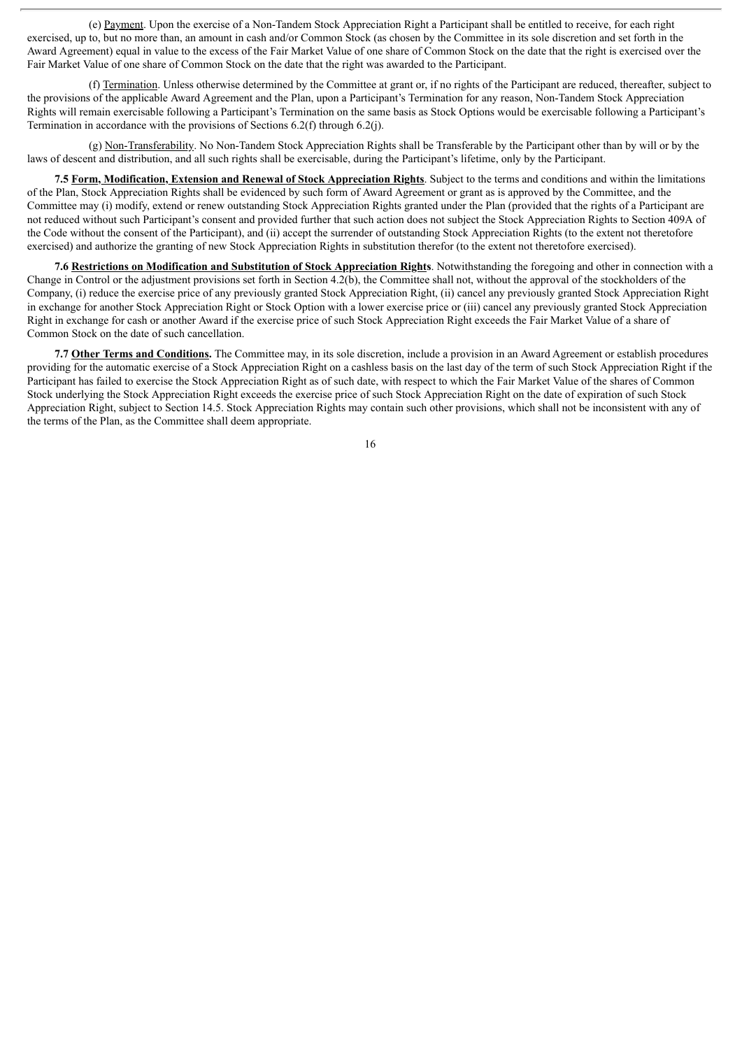(e) Payment. Upon the exercise of a Non-Tandem Stock Appreciation Right a Participant shall be entitled to receive, for each right exercised, up to, but no more than, an amount in cash and/or Common Stock (as chosen by the Committee in its sole discretion and set forth in the Award Agreement) equal in value to the excess of the Fair Market Value of one share of Common Stock on the date that the right is exercised over the Fair Market Value of one share of Common Stock on the date that the right was awarded to the Participant.

(f) Termination. Unless otherwise determined by the Committee at grant or, if no rights of the Participant are reduced, thereafter, subject to the provisions of the applicable Award Agreement and the Plan, upon a Participant's Termination for any reason, Non-Tandem Stock Appreciation Rights will remain exercisable following a Participant's Termination on the same basis as Stock Options would be exercisable following a Participant's Termination in accordance with the provisions of Sections 6.2(f) through 6.2(j).

(g) Non-Transferability. No Non-Tandem Stock Appreciation Rights shall be Transferable by the Participant other than by will or by the laws of descent and distribution, and all such rights shall be exercisable, during the Participant's lifetime, only by the Participant.

**7.5 Form, Modification, Extension and Renewal of Stock Appreciation Rights**. Subject to the terms and conditions and within the limitations of the Plan, Stock Appreciation Rights shall be evidenced by such form of Award Agreement or grant as is approved by the Committee, and the Committee may (i) modify, extend or renew outstanding Stock Appreciation Rights granted under the Plan (provided that the rights of a Participant are not reduced without such Participant's consent and provided further that such action does not subject the Stock Appreciation Rights to Section 409A of the Code without the consent of the Participant), and (ii) accept the surrender of outstanding Stock Appreciation Rights (to the extent not theretofore exercised) and authorize the granting of new Stock Appreciation Rights in substitution therefor (to the extent not theretofore exercised).

**7.6 Restrictions on Modification and Substitution of Stock Appreciation Rights**. Notwithstanding the foregoing and other in connection with a Change in Control or the adjustment provisions set forth in Section 4.2(b), the Committee shall not, without the approval of the stockholders of the Company, (i) reduce the exercise price of any previously granted Stock Appreciation Right, (ii) cancel any previously granted Stock Appreciation Right in exchange for another Stock Appreciation Right or Stock Option with a lower exercise price or (iii) cancel any previously granted Stock Appreciation Right in exchange for cash or another Award if the exercise price of such Stock Appreciation Right exceeds the Fair Market Value of a share of Common Stock on the date of such cancellation.

**7.7 Other Terms and Conditions.** The Committee may, in its sole discretion, include a provision in an Award Agreement or establish procedures providing for the automatic exercise of a Stock Appreciation Right on a cashless basis on the last day of the term of such Stock Appreciation Right if the Participant has failed to exercise the Stock Appreciation Right as of such date, with respect to which the Fair Market Value of the shares of Common Stock underlying the Stock Appreciation Right exceeds the exercise price of such Stock Appreciation Right on the date of expiration of such Stock Appreciation Right, subject to Section 14.5. Stock Appreciation Rights may contain such other provisions, which shall not be inconsistent with any of the terms of the Plan, as the Committee shall deem appropriate.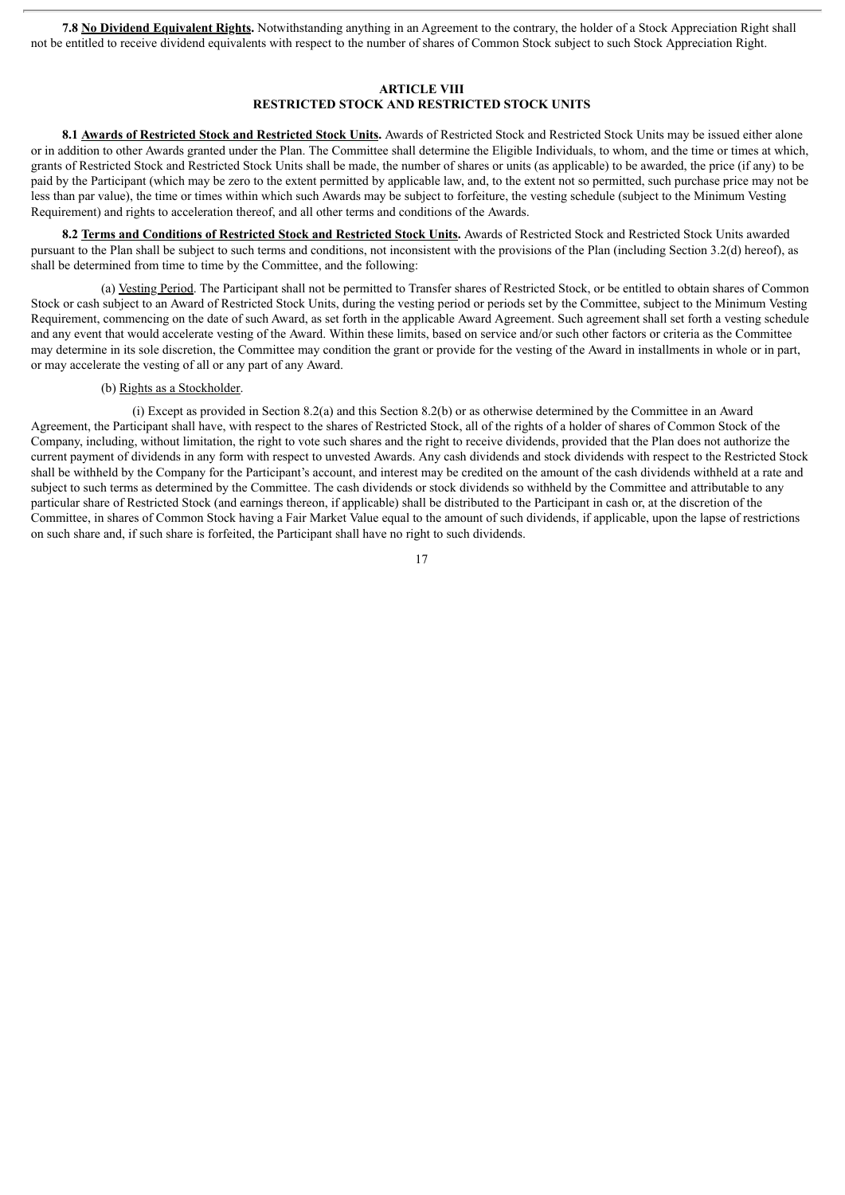**7.8 No Dividend Equivalent Rights.** Notwithstanding anything in an Agreement to the contrary, the holder of a Stock Appreciation Right shall not be entitled to receive dividend equivalents with respect to the number of shares of Common Stock subject to such Stock Appreciation Right.

## ARTICLE VIII
## RESTRICTED STOCK AND RESTRICTED STOCK UNITS

**8.1 Awards of Restricted Stock and Restricted Stock Units.** Awards of Restricted Stock and Restricted Stock Units may be issued either alone or in addition to other Awards granted under the Plan. The Committee shall determine the Eligible Individuals, to whom, and the time or times at which, grants of Restricted Stock and Restricted Stock Units shall be made, the number of shares or units (as applicable) to be awarded, the price (if any) to be paid by the Participant (which may be zero to the extent permitted by applicable law, and, to the extent not so permitted, such purchase price may not be less than par value), the time or times within which such Awards may be subject to forfeiture, the vesting schedule (subject to the Minimum Vesting Requirement) and rights to acceleration thereof, and all other terms and conditions of the Awards.

**8.2 Terms and Conditions of Restricted Stock and Restricted Stock Units.** Awards of Restricted Stock and Restricted Stock Units awarded pursuant to the Plan shall be subject to such terms and conditions, not inconsistent with the provisions of the Plan (including Section 3.2(d) hereof), as shall be determined from time to time by the Committee, and the following:

(a) Vesting Period. The Participant shall not be permitted to Transfer shares of Restricted Stock, or be entitled to obtain shares of Common Stock or cash subject to an Award of Restricted Stock Units, during the vesting period or periods set by the Committee, subject to the Minimum Vesting Requirement, commencing on the date of such Award, as set forth in the applicable Award Agreement. Such agreement shall set forth a vesting schedule and any event that would accelerate vesting of the Award. Within these limits, based on service and/or such other factors or criteria as the Committee may determine in its sole discretion, the Committee may condition the grant or provide for the vesting of the Award in installments in whole or in part, or may accelerate the vesting of all or any part of any Award.

(b) Rights as a Stockholder.

(i) Except as provided in Section 8.2(a) and this Section 8.2(b) or as otherwise determined by the Committee in an Award Agreement, the Participant shall have, with respect to the shares of Restricted Stock, all of the rights of a holder of shares of Common Stock of the Company, including, without limitation, the right to vote such shares and the right to receive dividends, provided that the Plan does not authorize the current payment of dividends in any form with respect to unvested Awards. Any cash dividends and stock dividends with respect to the Restricted Stock shall be withheld by the Company for the Participant's account, and interest may be credited on the amount of the cash dividends withheld at a rate and subject to such terms as determined by the Committee. The cash dividends or stock dividends so withheld by the Committee and attributable to any particular share of Restricted Stock (and earnings thereon, if applicable) shall be distributed to the Participant in cash or, at the discretion of the Committee, in shares of Common Stock having a Fair Market Value equal to the amount of such dividends, if applicable, upon the lapse of restrictions on such share and, if such share is forfeited, the Participant shall have no right to such dividends.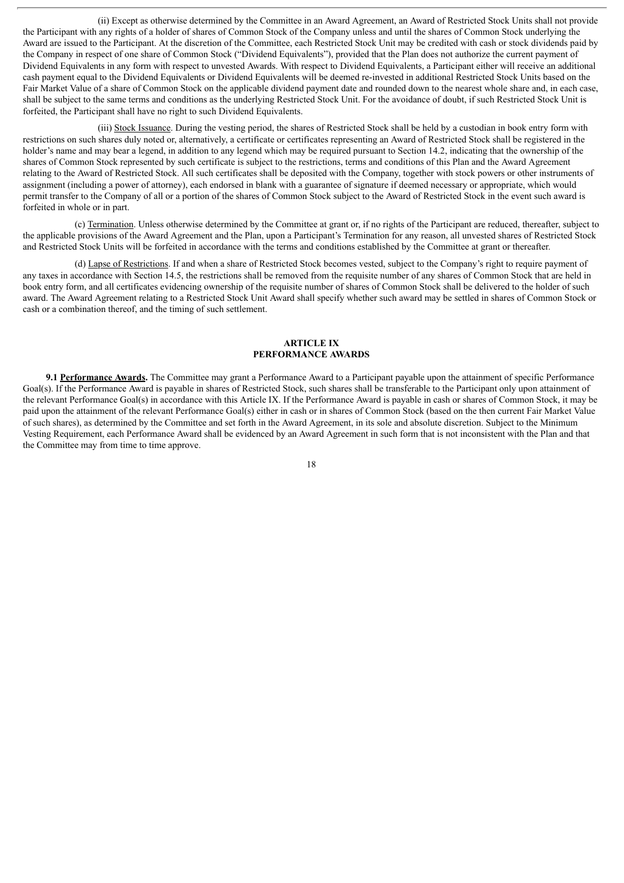(ii) Except as otherwise determined by the Committee in an Award Agreement, an Award of Restricted Stock Units shall not provide the Participant with any rights of a holder of shares of Common Stock of the Company unless and until the shares of Common Stock underlying the Award are issued to the Participant. At the discretion of the Committee, each Restricted Stock Unit may be credited with cash or stock dividends paid by the Company in respect of one share of Common Stock ("Dividend Equivalents"), provided that the Plan does not authorize the current payment of Dividend Equivalents in any form with respect to unvested Awards. With respect to Dividend Equivalents, a Participant either will receive an additional cash payment equal to the Dividend Equivalents or Dividend Equivalents will be deemed re-invested in additional Restricted Stock Units based on the Fair Market Value of a share of Common Stock on the applicable dividend payment date and rounded down to the nearest whole share and, in each case, shall be subject to the same terms and conditions as the underlying Restricted Stock Unit. For the avoidance of doubt, if such Restricted Stock Unit is forfeited, the Participant shall have no right to such Dividend Equivalents.

(iii) Stock Issuance. During the vesting period, the shares of Restricted Stock shall be held by a custodian in book entry form with restrictions on such shares duly noted or, alternatively, a certificate or certificates representing an Award of Restricted Stock shall be registered in the holder's name and may bear a legend, in addition to any legend which may be required pursuant to Section 14.2, indicating that the ownership of the shares of Common Stock represented by such certificate is subject to the restrictions, terms and conditions of this Plan and the Award Agreement relating to the Award of Restricted Stock. All such certificates shall be deposited with the Company, together with stock powers or other instruments of assignment (including a power of attorney), each endorsed in blank with a guarantee of signature if deemed necessary or appropriate, which would permit transfer to the Company of all or a portion of the shares of Common Stock subject to the Award of Restricted Stock in the event such award is forfeited in whole or in part.

(c) Termination. Unless otherwise determined by the Committee at grant or, if no rights of the Participant are reduced, thereafter, subject to the applicable provisions of the Award Agreement and the Plan, upon a Participant's Termination for any reason, all unvested shares of Restricted Stock and Restricted Stock Units will be forfeited in accordance with the terms and conditions established by the Committee at grant or thereafter.

(d) Lapse of Restrictions. If and when a share of Restricted Stock becomes vested, subject to the Company's right to require payment of any taxes in accordance with Section 14.5, the restrictions shall be removed from the requisite number of any shares of Common Stock that are held in book entry form, and all certificates evidencing ownership of the requisite number of shares of Common Stock shall be delivered to the holder of such award. The Award Agreement relating to a Restricted Stock Unit Award shall specify whether such award may be settled in shares of Common Stock or cash or a combination thereof, and the timing of such settlement.

## ARTICLE IX
## PERFORMANCE AWARDS

**9.1 Performance Awards.** The Committee may grant a Performance Award to a Participant payable upon the attainment of specific Performance Goal(s). If the Performance Award is payable in shares of Restricted Stock, such shares shall be transferable to the Participant only upon attainment of the relevant Performance Goal(s) in accordance with this Article IX. If the Performance Award is payable in cash or shares of Common Stock, it may be paid upon the attainment of the relevant Performance Goal(s) either in cash or in shares of Common Stock (based on the then current Fair Market Value of such shares), as determined by the Committee and set forth in the Award Agreement, in its sole and absolute discretion. Subject to the Minimum Vesting Requirement, each Performance Award shall be evidenced by an Award Agreement in such form that is not inconsistent with the Plan and that the Committee may from time to time approve.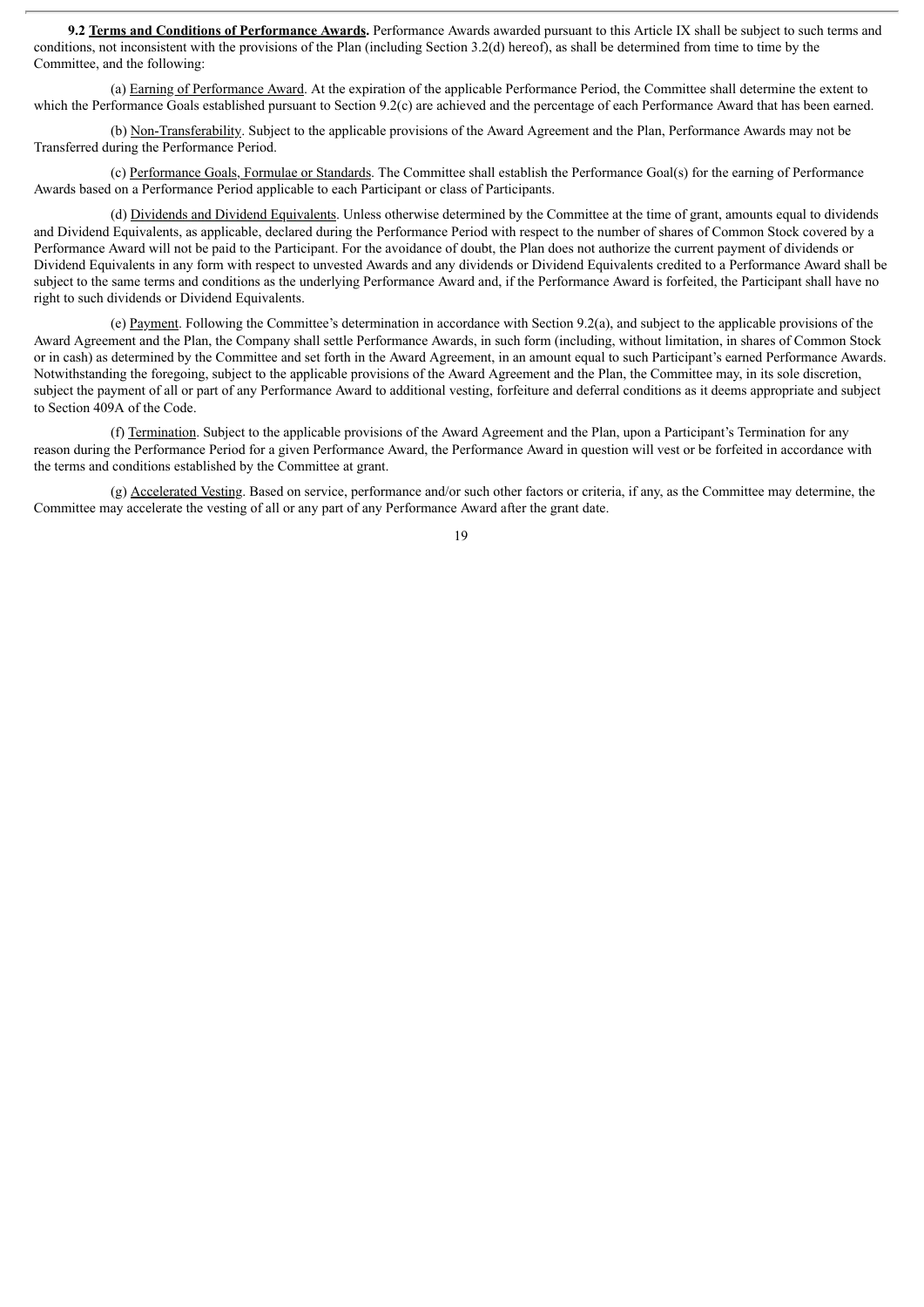**9.2 Terms and Conditions of Performance Awards.** Performance Awards awarded pursuant to this Article IX shall be subject to such terms and conditions, not inconsistent with the provisions of the Plan (including Section 3.2(d) hereof), as shall be determined from time to time by the Committee, and the following:

(a) Earning of Performance Award. At the expiration of the applicable Performance Period, the Committee shall determine the extent to which the Performance Goals established pursuant to Section 9.2(c) are achieved and the percentage of each Performance Award that has been earned.

(b) Non-Transferability. Subject to the applicable provisions of the Award Agreement and the Plan, Performance Awards may not be Transferred during the Performance Period.

(c) Performance Goals, Formulae or Standards. The Committee shall establish the Performance Goal(s) for the earning of Performance Awards based on a Performance Period applicable to each Participant or class of Participants.

(d) Dividends and Dividend Equivalents. Unless otherwise determined by the Committee at the time of grant, amounts equal to dividends and Dividend Equivalents, as applicable, declared during the Performance Period with respect to the number of shares of Common Stock covered by a Performance Award will not be paid to the Participant. For the avoidance of doubt, the Plan does not authorize the current payment of dividends or Dividend Equivalents in any form with respect to unvested Awards and any dividends or Dividend Equivalents credited to a Performance Award shall be subject to the same terms and conditions as the underlying Performance Award and, if the Performance Award is forfeited, the Participant shall have no right to such dividends or Dividend Equivalents.

(e) Payment. Following the Committee's determination in accordance with Section 9.2(a), and subject to the applicable provisions of the Award Agreement and the Plan, the Company shall settle Performance Awards, in such form (including, without limitation, in shares of Common Stock or in cash) as determined by the Committee and set forth in the Award Agreement, in an amount equal to such Participant's earned Performance Awards. Notwithstanding the foregoing, subject to the applicable provisions of the Award Agreement and the Plan, the Committee may, in its sole discretion, subject the payment of all or part of any Performance Award to additional vesting, forfeiture and deferral conditions as it deems appropriate and subject to Section 409A of the Code.

(f) Termination. Subject to the applicable provisions of the Award Agreement and the Plan, upon a Participant's Termination for any reason during the Performance Period for a given Performance Award, the Performance Award in question will vest or be forfeited in accordance with the terms and conditions established by the Committee at grant.

(g) Accelerated Vesting. Based on service, performance and/or such other factors or criteria, if any, as the Committee may determine, the Committee may accelerate the vesting of all or any part of any Performance Award after the grant date.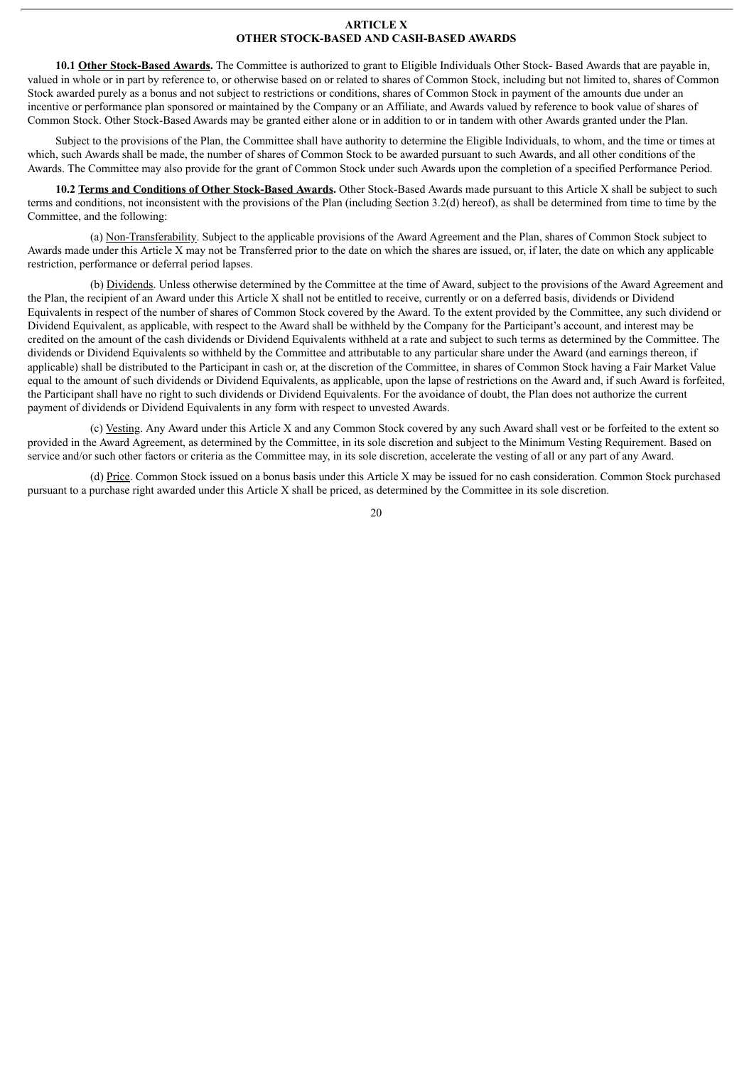## ARTICLE X
## OTHER STOCK-BASED AND CASH-BASED AWARDS

**10.1 <u>Other Stock-Based Awards</u>.** The Committee is authorized to grant to Eligible Individuals Other Stock- Based Awards that are payable in, valued in whole or in part by reference to, or otherwise based on or related to shares of Common Stock, including but not limited to, shares of Common Stock awarded purely as a bonus and not subject to restrictions or conditions, shares of Common Stock in payment of the amounts due under an incentive or performance plan sponsored or maintained by the Company or an Affiliate, and Awards valued by reference to book value of shares of Common Stock. Other Stock-Based Awards may be granted either alone or in addition to or in tandem with other Awards granted under the Plan.

Subject to the provisions of the Plan, the Committee shall have authority to determine the Eligible Individuals, to whom, and the time or times at which, such Awards shall be made, the number of shares of Common Stock to be awarded pursuant to such Awards, and all other conditions of the Awards. The Committee may also provide for the grant of Common Stock under such Awards upon the completion of a specified Performance Period.

**10.2 <u>Terms and Conditions of Other Stock-Based Awards</u>.** Other Stock-Based Awards made pursuant to this Article X shall be subject to such terms and conditions, not inconsistent with the provisions of the Plan (including Section 3.2(d) hereof), as shall be determined from time to time by the Committee, and the following:

(a) <u>Non-Transferability</u>. Subject to the applicable provisions of the Award Agreement and the Plan, shares of Common Stock subject to Awards made under this Article X may not be Transferred prior to the date on which the shares are issued, or, if later, the date on which any applicable restriction, performance or deferral period lapses.

(b) <u>Dividends</u>. Unless otherwise determined by the Committee at the time of Award, subject to the provisions of the Award Agreement and the Plan, the recipient of an Award under this Article X shall not be entitled to receive, currently or on a deferred basis, dividends or Dividend Equivalents in respect of the number of shares of Common Stock covered by the Award. To the extent provided by the Committee, any such dividend or Dividend Equivalent, as applicable, with respect to the Award shall be withheld by the Company for the Participant's account, and interest may be credited on the amount of the cash dividends or Dividend Equivalents withheld at a rate and subject to such terms as determined by the Committee. The dividends or Dividend Equivalents so withheld by the Committee and attributable to any particular share under the Award (and earnings thereon, if applicable) shall be distributed to the Participant in cash or, at the discretion of the Committee, in shares of Common Stock having a Fair Market Value equal to the amount of such dividends or Dividend Equivalents, as applicable, upon the lapse of restrictions on the Award and, if such Award is forfeited, the Participant shall have no right to such dividends or Dividend Equivalents. For the avoidance of doubt, the Plan does not authorize the current payment of dividends or Dividend Equivalents in any form with respect to unvested Awards.

(c) <u>Vesting</u>. Any Award under this Article X and any Common Stock covered by any such Award shall vest or be forfeited to the extent so provided in the Award Agreement, as determined by the Committee, in its sole discretion and subject to the Minimum Vesting Requirement. Based on service and/or such other factors or criteria as the Committee may, in its sole discretion, accelerate the vesting of all or any part of any Award.

(d) <u>Price</u>. Common Stock issued on a bonus basis under this Article X may be issued for no cash consideration. Common Stock purchased pursuant to a purchase right awarded under this Article X shall be priced, as determined by the Committee in its sole discretion.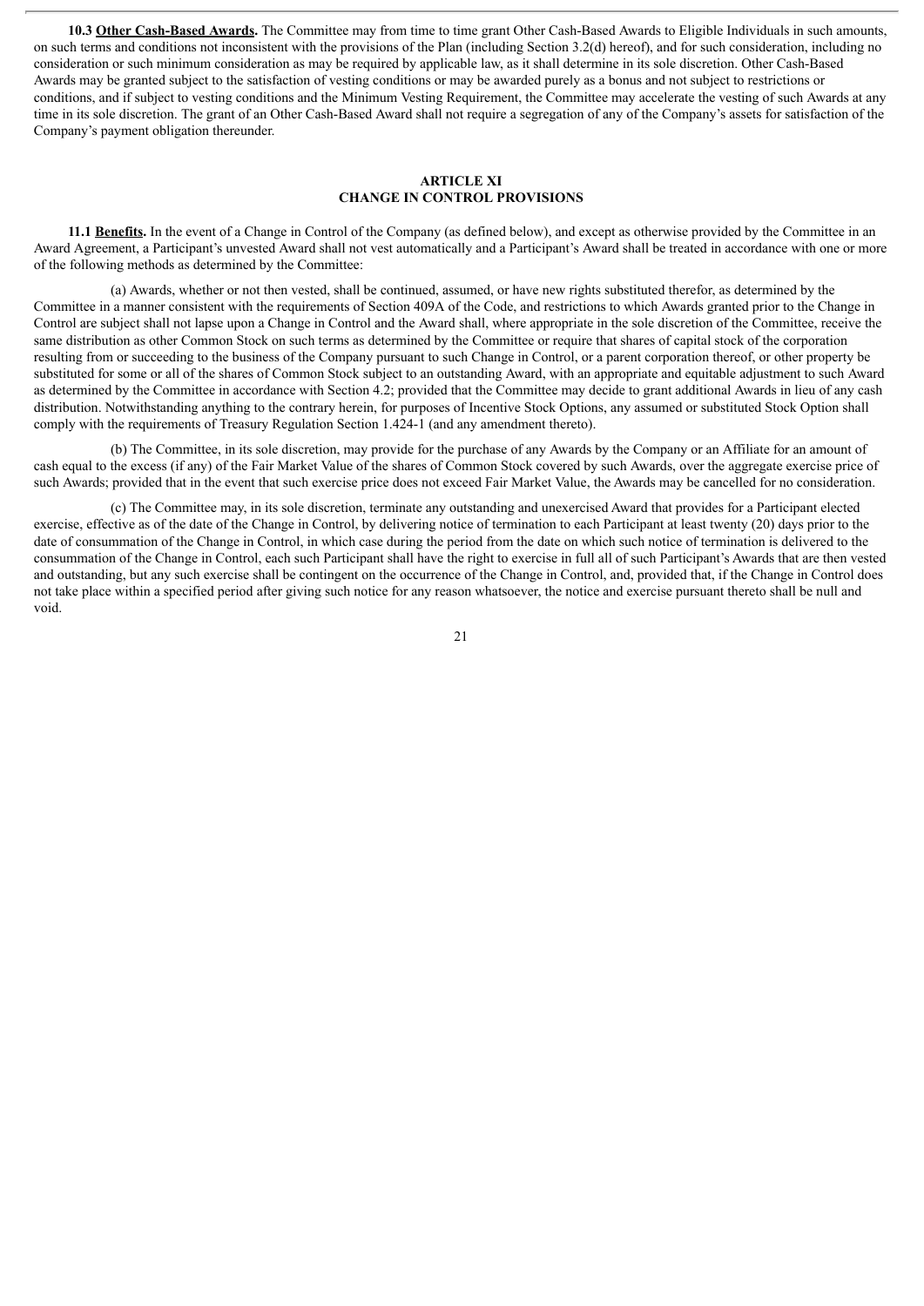**10.3 <u>Other Cash-Based Awards</u>.** The Committee may from time to time grant Other Cash-Based Awards to Eligible Individuals in such amounts, on such terms and conditions not inconsistent with the provisions of the Plan (including Section 3.2(d) hereof), and for such consideration, including no consideration or such minimum consideration as may be required by applicable law, as it shall determine in its sole discretion. Other Cash-Based Awards may be granted subject to the satisfaction of vesting conditions or may be awarded purely as a bonus and not subject to restrictions or conditions, and if subject to vesting conditions and the Minimum Vesting Requirement, the Committee may accelerate the vesting of such Awards at any time in its sole discretion. The grant of an Other Cash-Based Award shall not require a segregation of any of the Company's assets for satisfaction of the Company's payment obligation thereunder.

## ARTICLE XI
## CHANGE IN CONTROL PROVISIONS

**11.1 <u>Benefits</u>.** In the event of a Change in Control of the Company (as defined below), and except as otherwise provided by the Committee in an Award Agreement, a Participant's unvested Award shall not vest automatically and a Participant's Award shall be treated in accordance with one or more of the following methods as determined by the Committee:

(a) Awards, whether or not then vested, shall be continued, assumed, or have new rights substituted therefor, as determined by the Committee in a manner consistent with the requirements of Section 409A of the Code, and restrictions to which Awards granted prior to the Change in Control are subject shall not lapse upon a Change in Control and the Award shall, where appropriate in the sole discretion of the Committee, receive the same distribution as other Common Stock on such terms as determined by the Committee or require that shares of capital stock of the corporation resulting from or succeeding to the business of the Company pursuant to such Change in Control, or a parent corporation thereof, or other property be substituted for some or all of the shares of Common Stock subject to an outstanding Award, with an appropriate and equitable adjustment to such Award as determined by the Committee in accordance with Section 4.2; provided that the Committee may decide to grant additional Awards in lieu of any cash distribution. Notwithstanding anything to the contrary herein, for purposes of Incentive Stock Options, any assumed or substituted Stock Option shall comply with the requirements of Treasury Regulation Section 1.424-1 (and any amendment thereto).

(b) The Committee, in its sole discretion, may provide for the purchase of any Awards by the Company or an Affiliate for an amount of cash equal to the excess (if any) of the Fair Market Value of the shares of Common Stock covered by such Awards, over the aggregate exercise price of such Awards; provided that in the event that such exercise price does not exceed Fair Market Value, the Awards may be cancelled for no consideration.

(c) The Committee may, in its sole discretion, terminate any outstanding and unexercised Award that provides for a Participant elected exercise, effective as of the date of the Change in Control, by delivering notice of termination to each Participant at least twenty (20) days prior to the date of consummation of the Change in Control, in which case during the period from the date on which such notice of termination is delivered to the consummation of the Change in Control, each such Participant shall have the right to exercise in full all of such Participant's Awards that are then vested and outstanding, but any such exercise shall be contingent on the occurrence of the Change in Control, and, provided that, if the Change in Control does not take place within a specified period after giving such notice for any reason whatsoever, the notice and exercise pursuant thereto shall be null and void.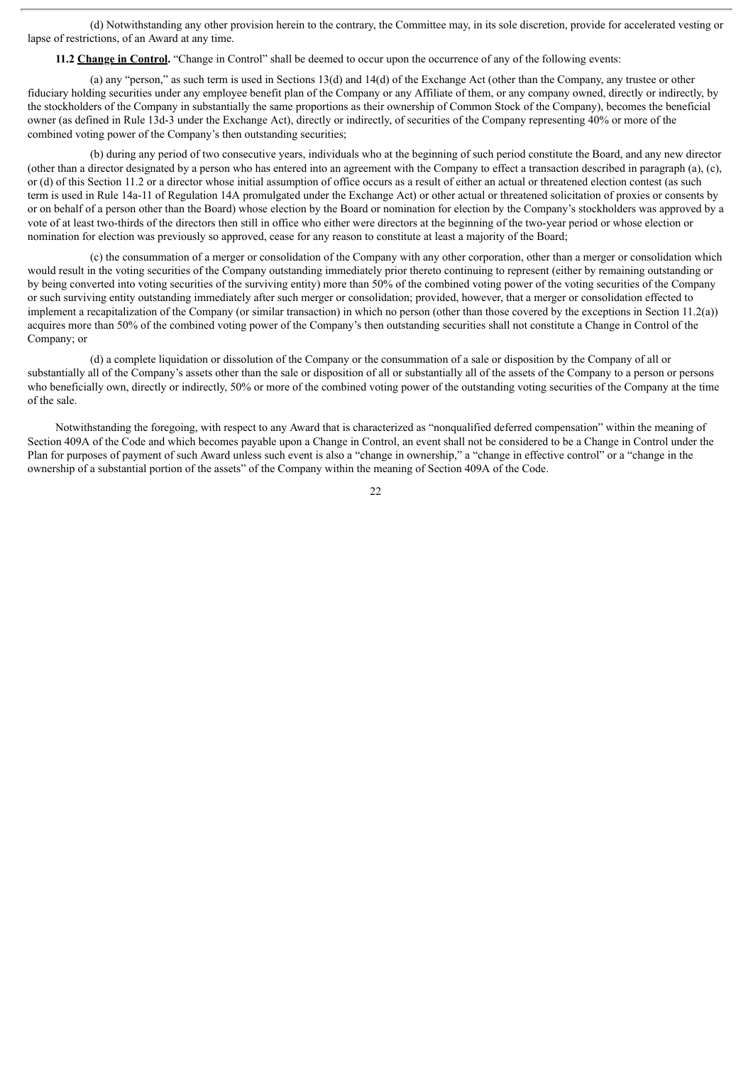(d) Notwithstanding any other provision herein to the contrary, the Committee may, in its sole discretion, provide for accelerated vesting or lapse of restrictions, of an Award at any time.

**11.2 <u>Change in Control</u>.** "Change in Control" shall be deemed to occur upon the occurrence of any of the following events:

(a) any "person," as such term is used in Sections 13(d) and 14(d) of the Exchange Act (other than the Company, any trustee or other fiduciary holding securities under any employee benefit plan of the Company or any Affiliate of them, or any company owned, directly or indirectly, by the stockholders of the Company in substantially the same proportions as their ownership of Common Stock of the Company), becomes the beneficial owner (as defined in Rule 13d-3 under the Exchange Act), directly or indirectly, of securities of the Company representing 40% or more of the combined voting power of the Company's then outstanding securities;

(b) during any period of two consecutive years, individuals who at the beginning of such period constitute the Board, and any new director (other than a director designated by a person who has entered into an agreement with the Company to effect a transaction described in paragraph (a), (c), or (d) of this Section 11.2 or a director whose initial assumption of office occurs as a result of either an actual or threatened election contest (as such term is used in Rule 14a-11 of Regulation 14A promulgated under the Exchange Act) or other actual or threatened solicitation of proxies or consents by or on behalf of a person other than the Board) whose election by the Board or nomination for election by the Company's stockholders was approved by a vote of at least two-thirds of the directors then still in office who either were directors at the beginning of the two-year period or whose election or nomination for election was previously so approved, cease for any reason to constitute at least a majority of the Board;

(c) the consummation of a merger or consolidation of the Company with any other corporation, other than a merger or consolidation which would result in the voting securities of the Company outstanding immediately prior thereto continuing to represent (either by remaining outstanding or by being converted into voting securities of the surviving entity) more than 50% of the combined voting power of the voting securities of the Company or such surviving entity outstanding immediately after such merger or consolidation; provided, however, that a merger or consolidation effected to implement a recapitalization of the Company (or similar transaction) in which no person (other than those covered by the exceptions in Section 11.2(a)) acquires more than 50% of the combined voting power of the Company's then outstanding securities shall not constitute a Change in Control of the Company; or

(d) a complete liquidation or dissolution of the Company or the consummation of a sale or disposition by the Company of all or substantially all of the Company's assets other than the sale or disposition of all or substantially all of the assets of the Company to a person or persons who beneficially own, directly or indirectly, 50% or more of the combined voting power of the outstanding voting securities of the Company at the time of the sale.

Notwithstanding the foregoing, with respect to any Award that is characterized as "nonqualified deferred compensation" within the meaning of Section 409A of the Code and which becomes payable upon a Change in Control, an event shall not be considered to be a Change in Control under the Plan for purposes of payment of such Award unless such event is also a "change in ownership," a "change in effective control" or a "change in the ownership of a substantial portion of the assets" of the Company within the meaning of Section 409A of the Code.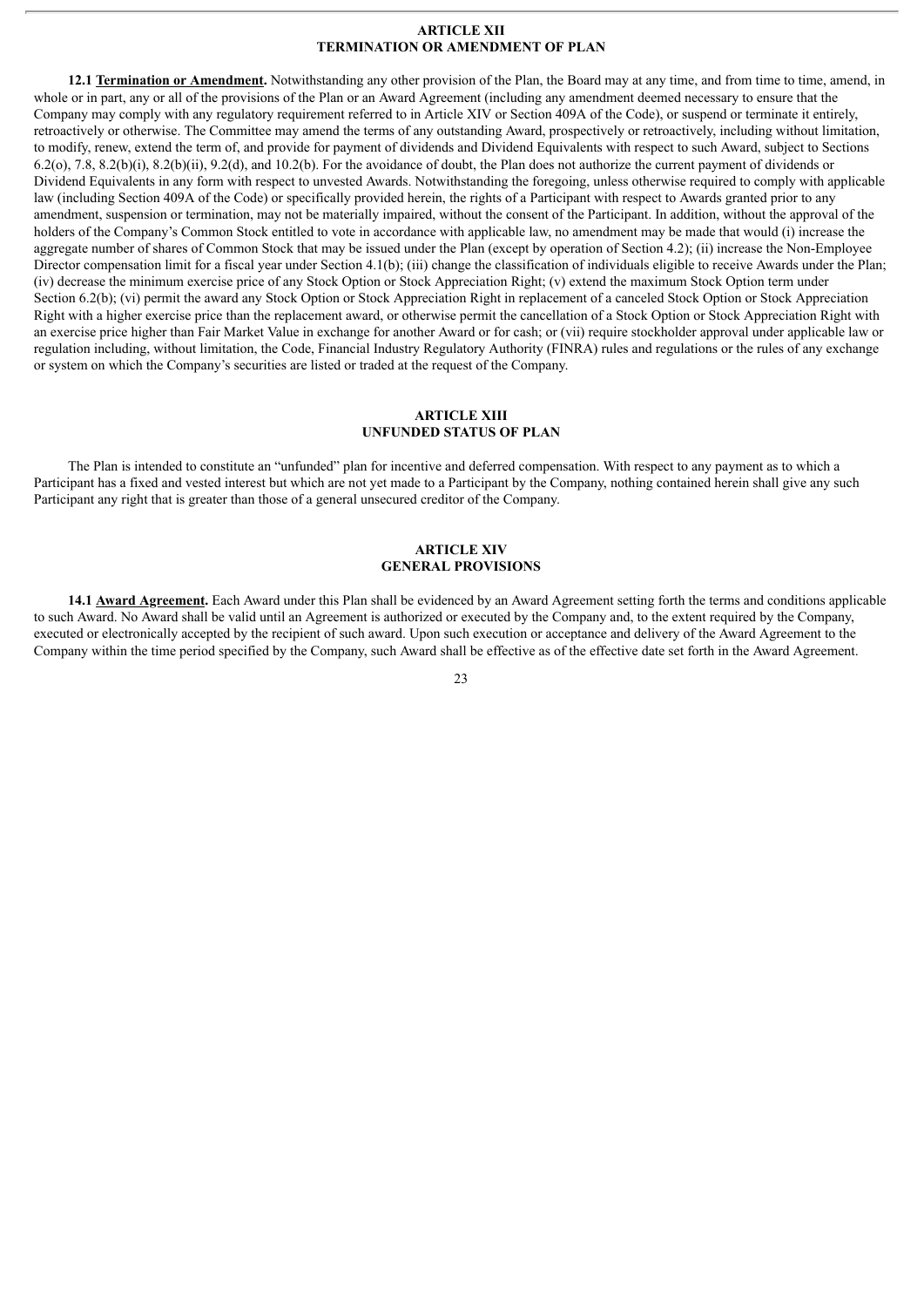## ARTICLE XII
## TERMINATION OR AMENDMENT OF PLAN

**12.1 <u>Termination or Amendment</u>.** Notwithstanding any other provision of the Plan, the Board may at any time, and from time to time, amend, in whole or in part, any or all of the provisions of the Plan or an Award Agreement (including any amendment deemed necessary to ensure that the Company may comply with any regulatory requirement referred to in Article XIV or Section 409A of the Code), or suspend or terminate it entirely, retroactively or otherwise. The Committee may amend the terms of any outstanding Award, prospectively or retroactively, including without limitation, to modify, renew, extend the term of, and provide for payment of dividends and Dividend Equivalents with respect to such Award, subject to Sections 6.2(o), 7.8, 8.2(b)(i), 8.2(b)(ii), 9.2(d), and 10.2(b). For the avoidance of doubt, the Plan does not authorize the current payment of dividends or Dividend Equivalents in any form with respect to unvested Awards. Notwithstanding the foregoing, unless otherwise required to comply with applicable law (including Section 409A of the Code) or specifically provided herein, the rights of a Participant with respect to Awards granted prior to any amendment, suspension or termination, may not be materially impaired, without the consent of the Participant. In addition, without the approval of the holders of the Company's Common Stock entitled to vote in accordance with applicable law, no amendment may be made that would (i) increase the aggregate number of shares of Common Stock that may be issued under the Plan (except by operation of Section 4.2); (ii) increase the Non-Employee Director compensation limit for a fiscal year under Section 4.1(b); (iii) change the classification of individuals eligible to receive Awards under the Plan; (iv) decrease the minimum exercise price of any Stock Option or Stock Appreciation Right; (v) extend the maximum Stock Option term under Section 6.2(b); (vi) permit the award any Stock Option or Stock Appreciation Right in replacement of a canceled Stock Option or Stock Appreciation Right with a higher exercise price than the replacement award, or otherwise permit the cancellation of a Stock Option or Stock Appreciation Right with an exercise price higher than Fair Market Value in exchange for another Award or for cash; or (vii) require stockholder approval under applicable law or regulation including, without limitation, the Code, Financial Industry Regulatory Authority (FINRA) rules and regulations or the rules of any exchange or system on which the Company's securities are listed or traded at the request of the Company.

## ARTICLE XIII
## UNFUNDED STATUS OF PLAN

The Plan is intended to constitute an "unfunded" plan for incentive and deferred compensation. With respect to any payment as to which a Participant has a fixed and vested interest but which are not yet made to a Participant by the Company, nothing contained herein shall give any such Participant any right that is greater than those of a general unsecured creditor of the Company.

## ARTICLE XIV
## GENERAL PROVISIONS

**14.1 <u>Award Agreement</u>.** Each Award under this Plan shall be evidenced by an Award Agreement setting forth the terms and conditions applicable to such Award. No Award shall be valid until an Agreement is authorized or executed by the Company and, to the extent required by the Company, executed or electronically accepted by the recipient of such award. Upon such execution or acceptance and delivery of the Award Agreement to the Company within the time period specified by the Company, such Award shall be effective as of the effective date set forth in the Award Agreement.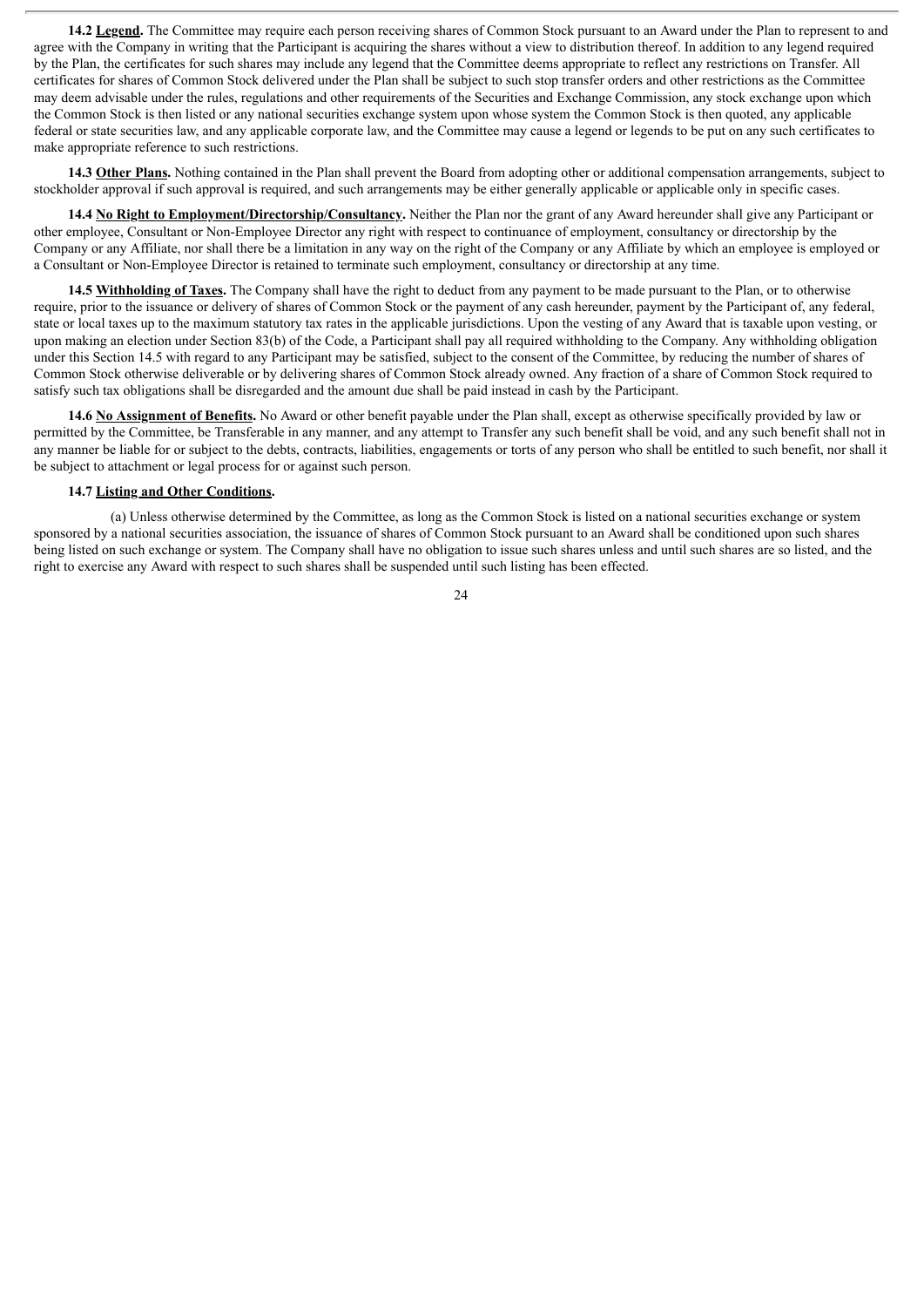**14.2 Legend.** The Committee may require each person receiving shares of Common Stock pursuant to an Award under the Plan to represent to and agree with the Company in writing that the Participant is acquiring the shares without a view to distribution thereof. In addition to any legend required by the Plan, the certificates for such shares may include any legend that the Committee deems appropriate to reflect any restrictions on Transfer. All certificates for shares of Common Stock delivered under the Plan shall be subject to such stop transfer orders and other restrictions as the Committee may deem advisable under the rules, regulations and other requirements of the Securities and Exchange Commission, any stock exchange upon which the Common Stock is then listed or any national securities exchange system upon whose system the Common Stock is then quoted, any applicable federal or state securities law, and any applicable corporate law, and the Committee may cause a legend or legends to be put on any such certificates to make appropriate reference to such restrictions.

**14.3 Other Plans.** Nothing contained in the Plan shall prevent the Board from adopting other or additional compensation arrangements, subject to stockholder approval if such approval is required, and such arrangements may be either generally applicable or applicable only in specific cases.

**14.4 No Right to Employment/Directorship/Consultancy.** Neither the Plan nor the grant of any Award hereunder shall give any Participant or other employee, Consultant or Non-Employee Director any right with respect to continuance of employment, consultancy or directorship by the Company or any Affiliate, nor shall there be a limitation in any way on the right of the Company or any Affiliate by which an employee is employed or a Consultant or Non-Employee Director is retained to terminate such employment, consultancy or directorship at any time.

**14.5 Withholding of Taxes.** The Company shall have the right to deduct from any payment to be made pursuant to the Plan, or to otherwise require, prior to the issuance or delivery of shares of Common Stock or the payment of any cash hereunder, payment by the Participant of, any federal, state or local taxes up to the maximum statutory tax rates in the applicable jurisdictions. Upon the vesting of any Award that is taxable upon vesting, or upon making an election under Section 83(b) of the Code, a Participant shall pay all required withholding to the Company. Any withholding obligation under this Section 14.5 with regard to any Participant may be satisfied, subject to the consent of the Committee, by reducing the number of shares of Common Stock otherwise deliverable or by delivering shares of Common Stock already owned. Any fraction of a share of Common Stock required to satisfy such tax obligations shall be disregarded and the amount due shall be paid instead in cash by the Participant.

**14.6 No Assignment of Benefits.** No Award or other benefit payable under the Plan shall, except as otherwise specifically provided by law or permitted by the Committee, be Transferable in any manner, and any attempt to Transfer any such benefit shall be void, and any such benefit shall not in any manner be liable for or subject to the debts, contracts, liabilities, engagements or torts of any person who shall be entitled to such benefit, nor shall it be subject to attachment or legal process for or against such person.

**14.7 Listing and Other Conditions.**

(a) Unless otherwise determined by the Committee, as long as the Common Stock is listed on a national securities exchange or system sponsored by a national securities association, the issuance of shares of Common Stock pursuant to an Award shall be conditioned upon such shares being listed on such exchange or system. The Company shall have no obligation to issue such shares unless and until such shares are so listed, and the right to exercise any Award with respect to such shares shall be suspended until such listing has been effected.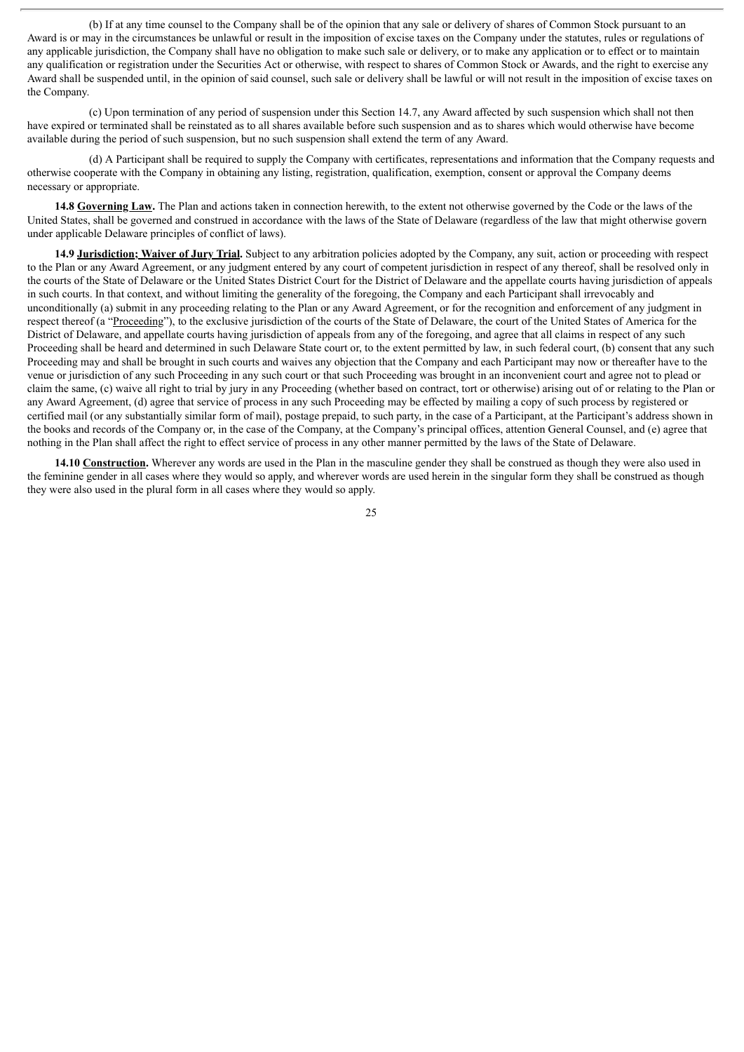(b) If at any time counsel to the Company shall be of the opinion that any sale or delivery of shares of Common Stock pursuant to an Award is or may in the circumstances be unlawful or result in the imposition of excise taxes on the Company under the statutes, rules or regulations of any applicable jurisdiction, the Company shall have no obligation to make such sale or delivery, or to make any application or to effect or to maintain any qualification or registration under the Securities Act or otherwise, with respect to shares of Common Stock or Awards, and the right to exercise any Award shall be suspended until, in the opinion of said counsel, such sale or delivery shall be lawful or will not result in the imposition of excise taxes on the Company.

(c) Upon termination of any period of suspension under this Section 14.7, any Award affected by such suspension which shall not then have expired or terminated shall be reinstated as to all shares available before such suspension and as to shares which would otherwise have become available during the period of such suspension, but no such suspension shall extend the term of any Award.

(d) A Participant shall be required to supply the Company with certificates, representations and information that the Company requests and otherwise cooperate with the Company in obtaining any listing, registration, qualification, exemption, consent or approval the Company deems necessary or appropriate.

**14.8 Governing Law.** The Plan and actions taken in connection herewith, to the extent not otherwise governed by the Code or the laws of the United States, shall be governed and construed in accordance with the laws of the State of Delaware (regardless of the law that might otherwise govern under applicable Delaware principles of conflict of laws).

**14.9 Jurisdiction; Waiver of Jury Trial.** Subject to any arbitration policies adopted by the Company, any suit, action or proceeding with respect to the Plan or any Award Agreement, or any judgment entered by any court of competent jurisdiction in respect of any thereof, shall be resolved only in the courts of the State of Delaware or the United States District Court for the District of Delaware and the appellate courts having jurisdiction of appeals in such courts. In that context, and without limiting the generality of the foregoing, the Company and each Participant shall irrevocably and unconditionally (a) submit in any proceeding relating to the Plan or any Award Agreement, or for the recognition and enforcement of any judgment in respect thereof (a "Proceeding"), to the exclusive jurisdiction of the courts of the State of Delaware, the court of the United States of America for the District of Delaware, and appellate courts having jurisdiction of appeals from any of the foregoing, and agree that all claims in respect of any such Proceeding shall be heard and determined in such Delaware State court or, to the extent permitted by law, in such federal court, (b) consent that any such Proceeding may and shall be brought in such courts and waives any objection that the Company and each Participant may now or thereafter have to the venue or jurisdiction of any such Proceeding in any such court or that such Proceeding was brought in an inconvenient court and agree not to plead or claim the same, (c) waive all right to trial by jury in any Proceeding (whether based on contract, tort or otherwise) arising out of or relating to the Plan or any Award Agreement, (d) agree that service of process in any such Proceeding may be effected by mailing a copy of such process by registered or certified mail (or any substantially similar form of mail), postage prepaid, to such party, in the case of a Participant, at the Participant's address shown in the books and records of the Company or, in the case of the Company, at the Company's principal offices, attention General Counsel, and (e) agree that nothing in the Plan shall affect the right to effect service of process in any other manner permitted by the laws of the State of Delaware.

**14.10 Construction.** Wherever any words are used in the Plan in the masculine gender they shall be construed as though they were also used in the feminine gender in all cases where they would so apply, and wherever words are used herein in the singular form they shall be construed as though they were also used in the plural form in all cases where they would so apply.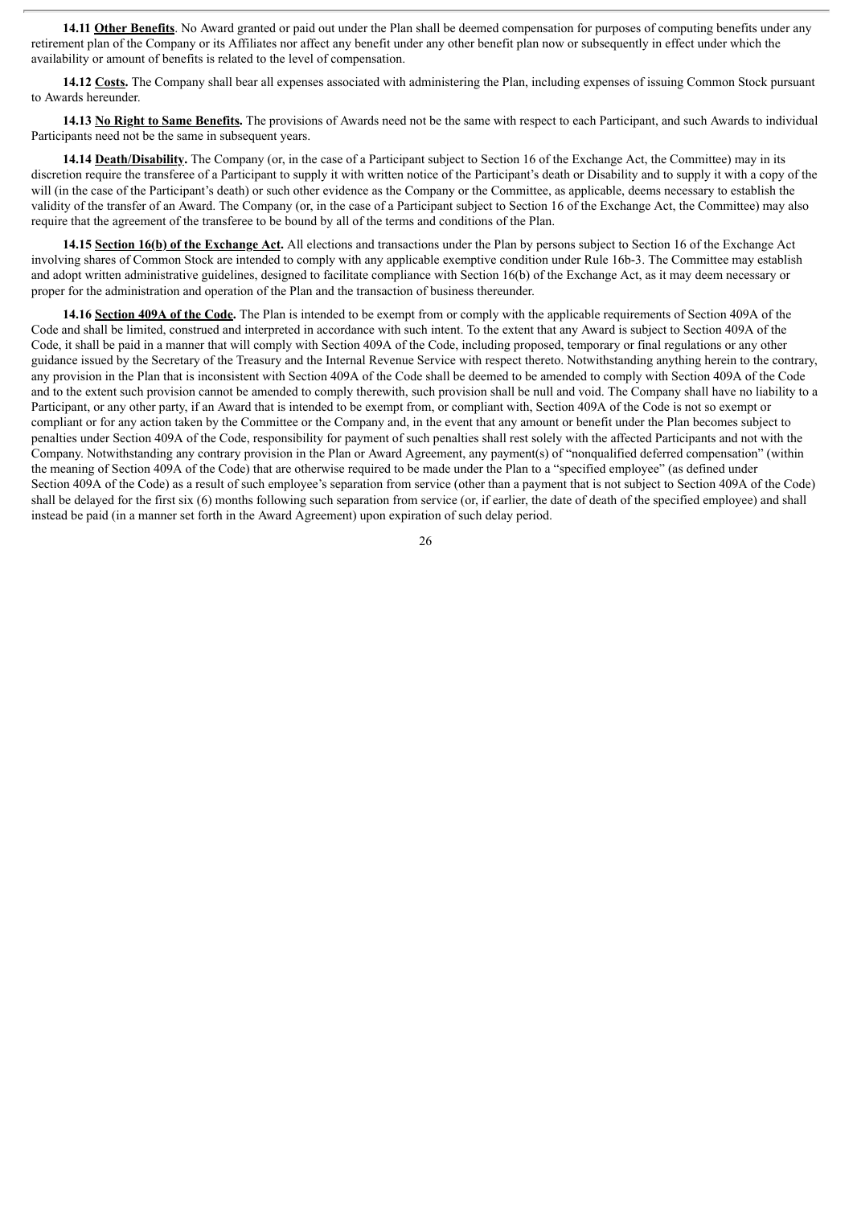**14.11 <u>Other Benefits</u>**. No Award granted or paid out under the Plan shall be deemed compensation for purposes of computing benefits under any retirement plan of the Company or its Affiliates nor affect any benefit under any other benefit plan now or subsequently in effect under which the availability or amount of benefits is related to the level of compensation.

**14.12 <u>Costs</u>.** The Company shall bear all expenses associated with administering the Plan, including expenses of issuing Common Stock pursuant to Awards hereunder.

**14.13 <u>No Right to Same Benefits</u>.** The provisions of Awards need not be the same with respect to each Participant, and such Awards to individual Participants need not be the same in subsequent years.

**14.14 <u>Death/Disability</u>.** The Company (or, in the case of a Participant subject to Section 16 of the Exchange Act, the Committee) may in its discretion require the transferee of a Participant to supply it with written notice of the Participant's death or Disability and to supply it with a copy of the will (in the case of the Participant's death) or such other evidence as the Company or the Committee, as applicable, deems necessary to establish the validity of the transfer of an Award. The Company (or, in the case of a Participant subject to Section 16 of the Exchange Act, the Committee) may also require that the agreement of the transferee to be bound by all of the terms and conditions of the Plan.

**14.15 <u>Section 16(b) of the Exchange Act</u>.** All elections and transactions under the Plan by persons subject to Section 16 of the Exchange Act involving shares of Common Stock are intended to comply with any applicable exemptive condition under Rule 16b-3. The Committee may establish and adopt written administrative guidelines, designed to facilitate compliance with Section 16(b) of the Exchange Act, as it may deem necessary or proper for the administration and operation of the Plan and the transaction of business thereunder.

**14.16 <u>Section 409A of the Code</u>.** The Plan is intended to be exempt from or comply with the applicable requirements of Section 409A of the Code and shall be limited, construed and interpreted in accordance with such intent. To the extent that any Award is subject to Section 409A of the Code, it shall be paid in a manner that will comply with Section 409A of the Code, including proposed, temporary or final regulations or any other guidance issued by the Secretary of the Treasury and the Internal Revenue Service with respect thereto. Notwithstanding anything herein to the contrary, any provision in the Plan that is inconsistent with Section 409A of the Code shall be deemed to be amended to comply with Section 409A of the Code and to the extent such provision cannot be amended to comply therewith, such provision shall be null and void. The Company shall have no liability to a Participant, or any other party, if an Award that is intended to be exempt from, or compliant with, Section 409A of the Code is not so exempt or compliant or for any action taken by the Committee or the Company and, in the event that any amount or benefit under the Plan becomes subject to penalties under Section 409A of the Code, responsibility for payment of such penalties shall rest solely with the affected Participants and not with the Company. Notwithstanding any contrary provision in the Plan or Award Agreement, any payment(s) of "nonqualified deferred compensation" (within the meaning of Section 409A of the Code) that are otherwise required to be made under the Plan to a "specified employee" (as defined under Section 409A of the Code) as a result of such employee's separation from service (other than a payment that is not subject to Section 409A of the Code) shall be delayed for the first six (6) months following such separation from service (or, if earlier, the date of death of the specified employee) and shall instead be paid (in a manner set forth in the Award Agreement) upon expiration of such delay period.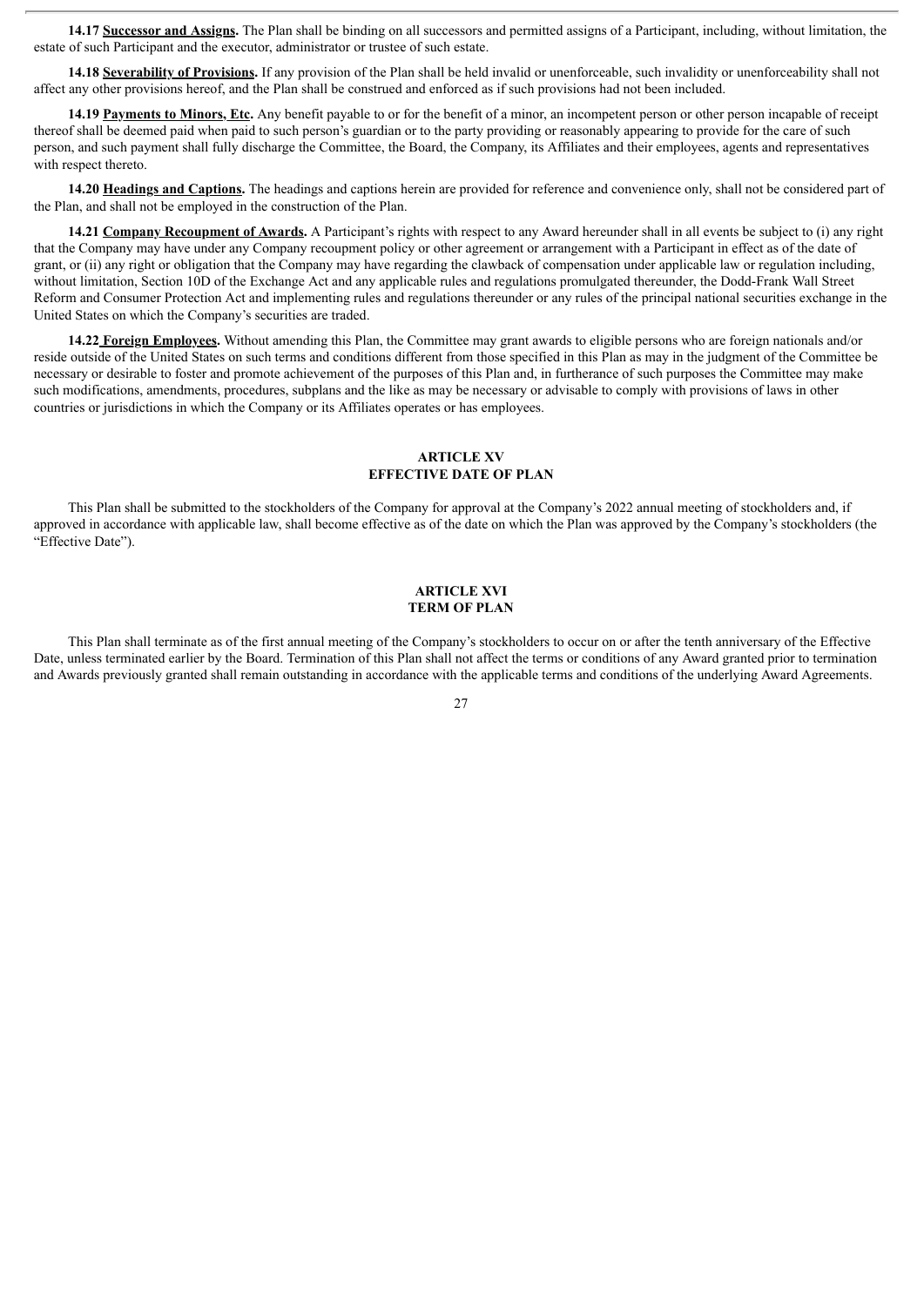**14.17 Successor and Assigns.** The Plan shall be binding on all successors and permitted assigns of a Participant, including, without limitation, the estate of such Participant and the executor, administrator or trustee of such estate.

**14.18 Severability of Provisions.** If any provision of the Plan shall be held invalid or unenforceable, such invalidity or unenforceability shall not affect any other provisions hereof, and the Plan shall be construed and enforced as if such provisions had not been included.

**14.19 Payments to Minors, Etc.** Any benefit payable to or for the benefit of a minor, an incompetent person or other person incapable of receipt thereof shall be deemed paid when paid to such person's guardian or to the party providing or reasonably appearing to provide for the care of such person, and such payment shall fully discharge the Committee, the Board, the Company, its Affiliates and their employees, agents and representatives with respect thereto.

**14.20 Headings and Captions.** The headings and captions herein are provided for reference and convenience only, shall not be considered part of the Plan, and shall not be employed in the construction of the Plan.

**14.21 Company Recoupment of Awards.** A Participant's rights with respect to any Award hereunder shall in all events be subject to (i) any right that the Company may have under any Company recoupment policy or other agreement or arrangement with a Participant in effect as of the date of grant, or (ii) any right or obligation that the Company may have regarding the clawback of compensation under applicable law or regulation including, without limitation, Section 10D of the Exchange Act and any applicable rules and regulations promulgated thereunder, the Dodd-Frank Wall Street Reform and Consumer Protection Act and implementing rules and regulations thereunder or any rules of the principal national securities exchange in the United States on which the Company's securities are traded.

**14.22 Foreign Employees.** Without amending this Plan, the Committee may grant awards to eligible persons who are foreign nationals and/or reside outside of the United States on such terms and conditions different from those specified in this Plan as may in the judgment of the Committee be necessary or desirable to foster and promote achievement of the purposes of this Plan and, in furtherance of such purposes the Committee may make such modifications, amendments, procedures, subplans and the like as may be necessary or advisable to comply with provisions of laws in other countries or jurisdictions in which the Company or its Affiliates operates or has employees.

## ARTICLE XV
## EFFECTIVE DATE OF PLAN

This Plan shall be submitted to the stockholders of the Company for approval at the Company's 2022 annual meeting of stockholders and, if approved in accordance with applicable law, shall become effective as of the date on which the Plan was approved by the Company's stockholders (the "Effective Date").

## ARTICLE XVI
## TERM OF PLAN

This Plan shall terminate as of the first annual meeting of the Company's stockholders to occur on or after the tenth anniversary of the Effective Date, unless terminated earlier by the Board. Termination of this Plan shall not affect the terms or conditions of any Award granted prior to termination and Awards previously granted shall remain outstanding in accordance with the applicable terms and conditions of the underlying Award Agreements.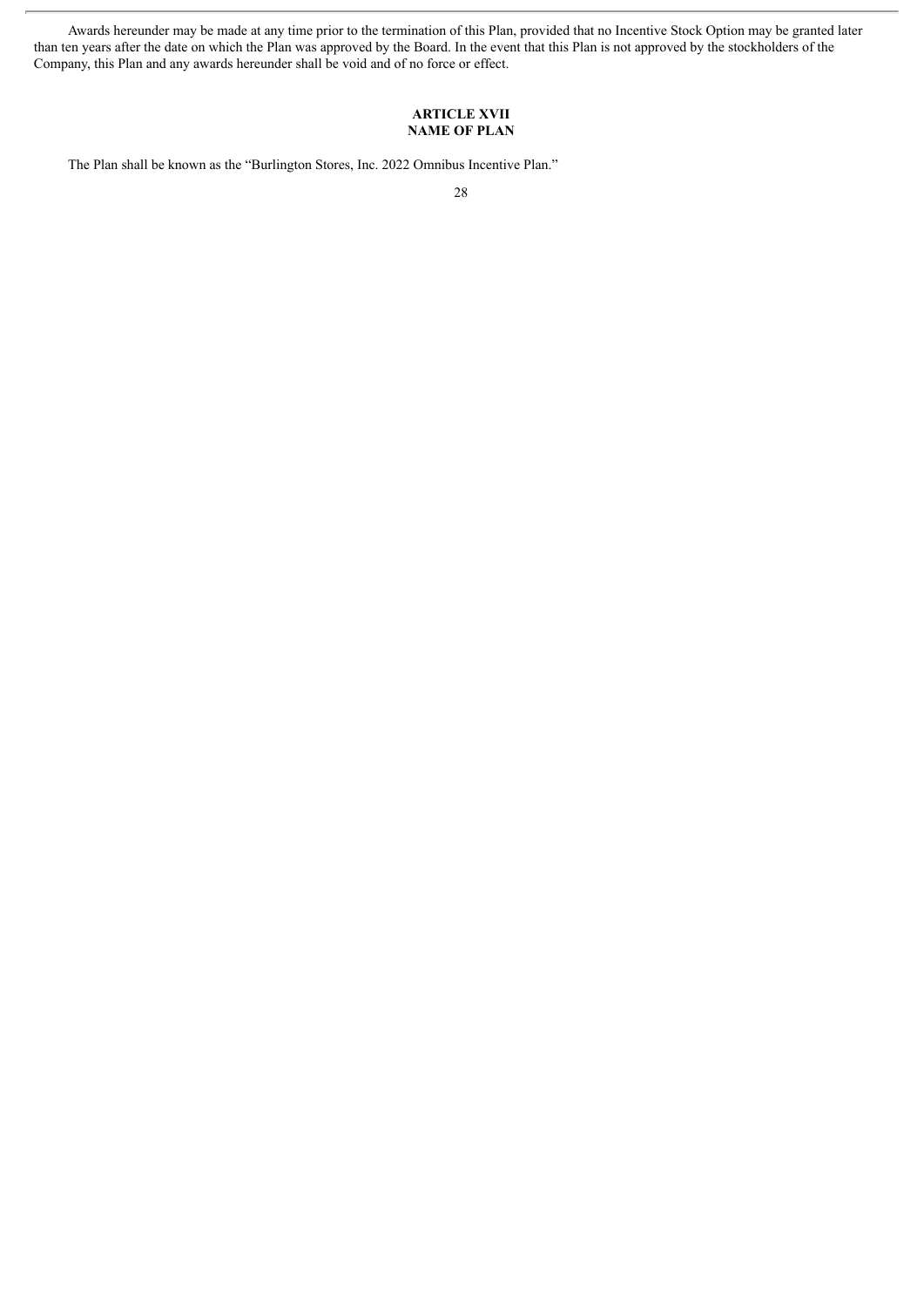Awards hereunder may be made at any time prior to the termination of this Plan, provided that no Incentive Stock Option may be granted later than ten years after the date on which the Plan was approved by the Board. In the event that this Plan is not approved by the stockholders of the Company, this Plan and any awards hereunder shall be void and of no force or effect.

## ARTICLE XVII
## NAME OF PLAN

The Plan shall be known as the "Burlington Stores, Inc. 2022 Omnibus Incentive Plan."